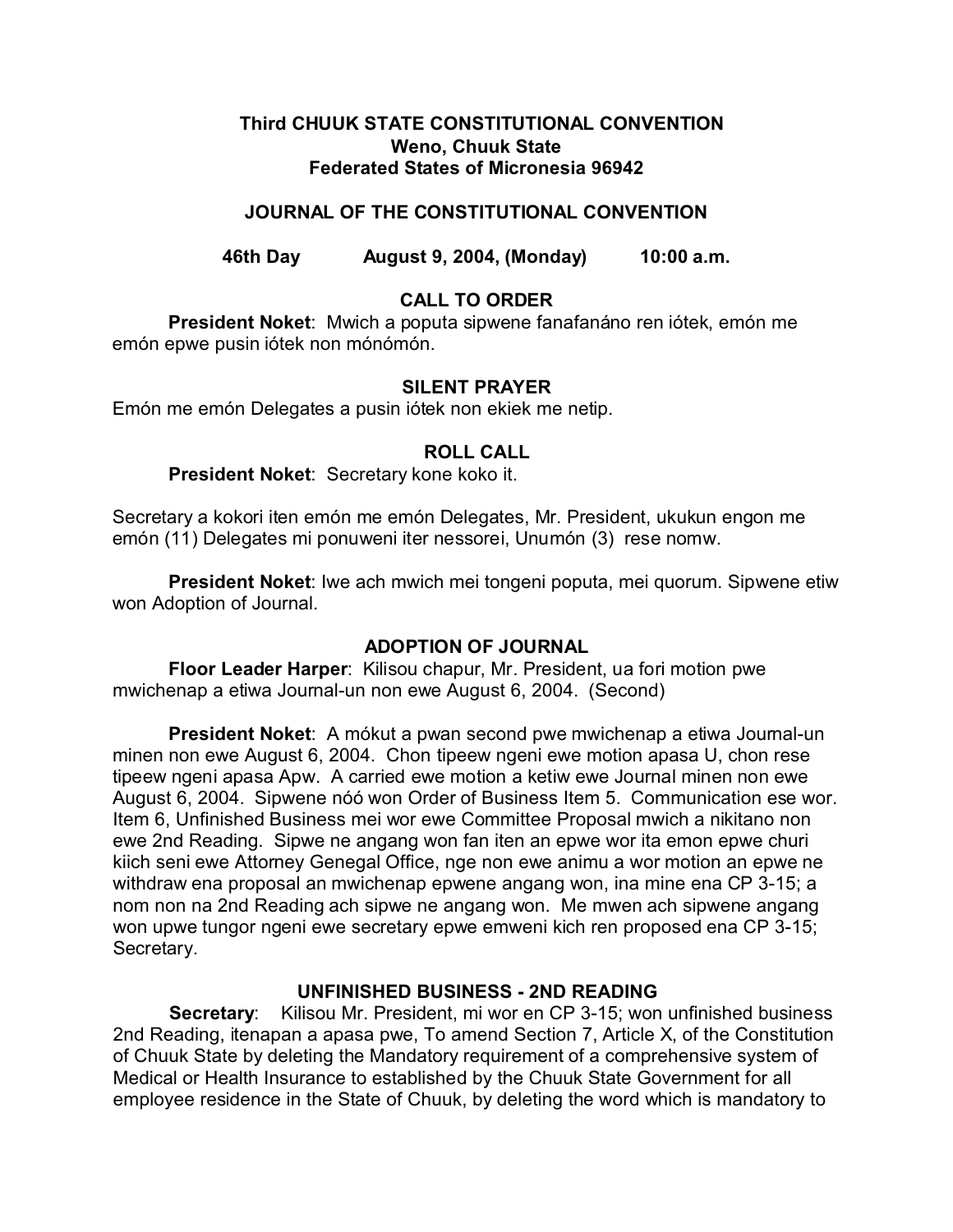**Third CHUUK STATE CONSTITUTIONAL CONVENTION**
**Weno, Chuuk State**
**Federated States of Micronesia 96942**

# JOURNAL OF THE CONSTITUTIONAL CONVENTION

**46th Day August 9, 2004, (Monday) 10:00 a.m.**

## CALL TO ORDER

**President Noket**: Mwich a poputa sipwene fanafanáno ren iótek, emón me emón epwe pusin iótek non mónómón.

## SILENT PRAYER

Emón me emón Delegates a pusin iótek non ekiek me netip.

## ROLL CALL

**President Noket**: Secretary kone koko it.

Secretary a kokori iten emón me emón Delegates, Mr. President, ukukun engon me emón (11) Delegates mi ponuweni iter nessorei, Unumón (3) rese nomw.

**President Noket**: Iwe ach mwich mei tongeni poputa, mei quorum. Sipwene etiw won Adoption of Journal.

## ADOPTION OF JOURNAL

**Floor Leader Harper**: Kilisou chapur, Mr. President, ua fori motion pwe mwichenap a etiwa Journal-un non ewe August 6, 2004. (Second)

**President Noket**: A mókut a pwan second pwe mwichenap a etiwa Journal-un minen non ewe August 6, 2004. Chon tipeew ngeni ewe motion apasa U, chon rese tipeew ngeni apasa Apw. A carried ewe motion a ketiw ewe Journal minen non ewe August 6, 2004. Sipwene nóó won Order of Business Item 5. Communication ese wor. Item 6, Unfinished Business mei wor ewe Committee Proposal mwich a nikitano non ewe 2nd Reading. Sipwe ne angang won fan iten an epwe wor ita emon epwe churi kiich seni ewe Attorney Genegal Office, nge non ewe animu a wor motion an epwe ne withdraw ena proposal an mwichenap epwene angang won, ina mine ena CP 3-15; a nom non na 2nd Reading ach sipwe ne angang won. Me mwen ach sipwene angang won upwe tungor ngeni ewe secretary epwe emweni kich ren proposed ena CP 3-15; Secretary.

## UNFINISHED BUSINESS - 2ND READING

**Secretary**: Kilisou Mr. President, mi wor en CP 3-15; won unfinished business 2nd Reading, itenapan a apasa pwe, To amend Section 7, Article X, of the Constitution of Chuuk State by deleting the Mandatory requirement of a comprehensive system of Medical or Health Insurance to established by the Chuuk State Government for all employee residence in the State of Chuuk, by deleting the word which is mandatory to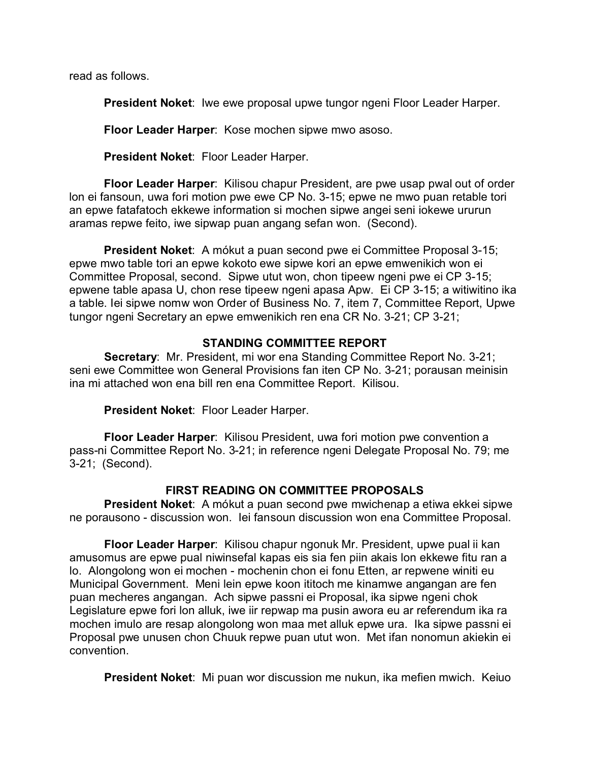read as follows.

**President Noket**: Iwe ewe proposal upwe tungor ngeni Floor Leader Harper.

**Floor Leader Harper**: Kose mochen sipwe mwo asoso.

**President Noket**: Floor Leader Harper.

**Floor Leader Harper**: Kilisou chapur President, are pwe usap pwal out of order lon ei fansoun, uwa fori motion pwe ewe CP No. 3-15; epwe ne mwo puan retable tori an epwe fatafatoch ekkewe information si mochen sipwe angei seni iokewe ururun aramas repwe feito, iwe sipwap puan angang sefan won. (Second).

**President Noket**: A mókut a puan second pwe ei Committee Proposal 3-15; epwe mwo table tori an epwe kokoto ewe sipwe kori an epwe emwenikich won ei Committee Proposal, second. Sipwe utut won, chon tipeew ngeni pwe ei CP 3-15; epwene table apasa U, chon rese tipeew ngeni apasa Apw. Ei CP 3-15; a witiwitino ika a table. Iei sipwe nomw won Order of Business No. 7, item 7, Committee Report, Upwe tungor ngeni Secretary an epwe emwenikich ren ena CR No. 3-21; CP 3-21;

## STANDING COMMITTEE REPORT

**Secretary**: Mr. President, mi wor ena Standing Committee Report No. 3-21; seni ewe Committee won General Provisions fan iten CP No. 3-21; porausan meinisin ina mi attached won ena bill ren ena Committee Report. Kilisou.

**President Noket**: Floor Leader Harper.

**Floor Leader Harper**: Kilisou President, uwa fori motion pwe convention a pass-ni Committee Report No. 3-21; in reference ngeni Delegate Proposal No. 79; me 3-21; (Second).

## FIRST READING ON COMMITTEE PROPOSALS

**President Noket**: A mókut a puan second pwe mwichenap a etiwa ekkei sipwe ne porausono - discussion won. Iei fansoun discussion won ena Committee Proposal.

**Floor Leader Harper**: Kilisou chapur ngonuk Mr. President, upwe pual ii kan amusomus are epwe pual niwinsefal kapas eis sia fen piin akais lon ekkewe fitu ran a lo. Alongolong won ei mochen - mochenin chon ei fonu Etten, ar repwene winiti eu Municipal Government. Meni lein epwe koon ititoch me kinamwe angangan are fen puan mecheres angangan. Ach sipwe passni ei Proposal, ika sipwe ngeni chok Legislature epwe fori lon alluk, iwe iir repwap ma pusin awora eu ar referendum ika ra mochen imulo are resap alongolong won maa met alluk epwe ura. Ika sipwe passni ei Proposal pwe unusen chon Chuuk repwe puan utut won. Met ifan nonomun akiekin ei convention.

**President Noket**: Mi puan wor discussion me nukun, ika mefien mwich. Keiuo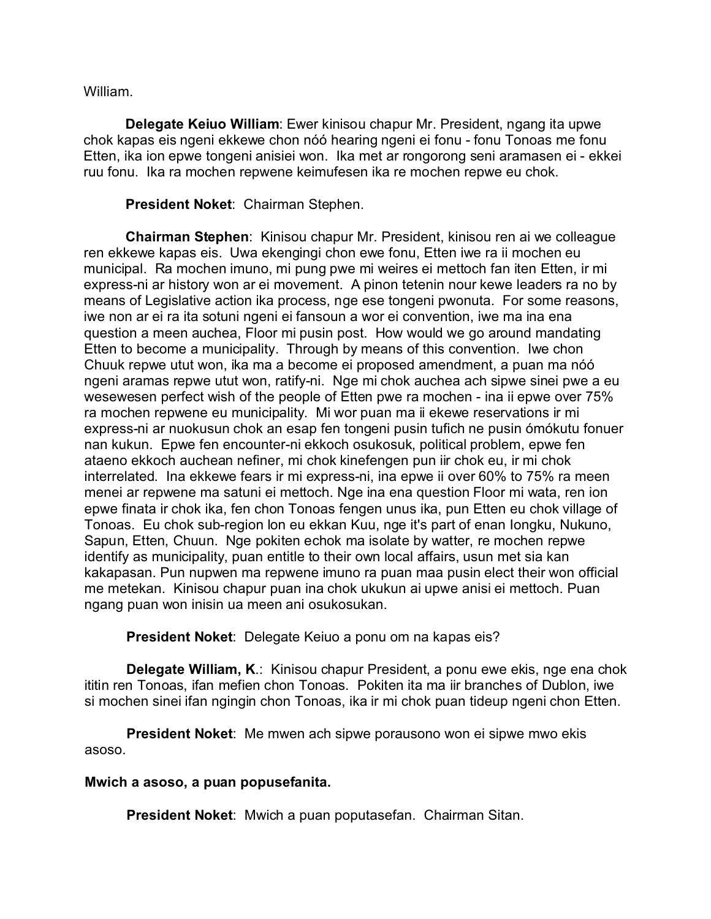William.

**Delegate Keiuo William**: Ewer kinisou chapur Mr. President, ngang ita upwe chok kapas eis ngeni ekkewe chon nóó hearing ngeni ei fonu - fonu Tonoas me fonu Etten, ika ion epwe tongeni anisiei won. Ika met ar rongorong seni aramasen ei - ekkei ruu fonu. Ika ra mochen repwene keimufesen ika re mochen repwe eu chok.

**President Noket**: Chairman Stephen.

**Chairman Stephen**: Kinisou chapur Mr. President, kinisou ren ai we colleague ren ekkewe kapas eis. Uwa ekengingi chon ewe fonu, Etten iwe ra ii mochen eu municipal. Ra mochen imuno, mi pung pwe mi weires ei mettoch fan iten Etten, ir mi express-ni ar history won ar ei movement. A pinon tetenin nour kewe leaders ra no by means of Legislative action ika process, nge ese tongeni pwonuta. For some reasons, iwe non ar ei ra ita sotuni ngeni ei fansoun a wor ei convention, iwe ma ina ena question a meen auchea, Floor mi pusin post. How would we go around mandating Etten to become a municipality. Through by means of this convention. Iwe chon Chuuk repwe utut won, ika ma a become ei proposed amendment, a puan ma nóó ngeni aramas repwe utut won, ratify-ni. Nge mi chok auchea ach sipwe sinei pwe a eu wesewesen perfect wish of the people of Etten pwe ra mochen - ina ii epwe over 75% ra mochen repwene eu municipality. Mi wor puan ma ii ekewe reservations ir mi express-ni ar nuokusun chok an esap fen tongeni pusin tufich ne pusin ómókutu fonuer nan kukun. Epwe fen encounter-ni ekkoch osukosuk, political problem, epwe fen ataeno ekkoch auchean nefiner, mi chok kinefengen pun iir chok eu, ir mi chok interrelated. Ina ekkewe fears ir mi express-ni, ina epwe ii over 60% to 75% ra meen menei ar repwene ma satuni ei mettoch. Nge ina ena question Floor mi wata, ren ion epwe finata ir chok ika, fen chon Tonoas fengen unus ika, pun Etten eu chok village of Tonoas. Eu chok sub-region lon eu ekkan Kuu, nge it's part of enan Iongku, Nukuno, Sapun, Etten, Chuun. Nge pokiten echok ma isolate by watter, re mochen repwe identify as municipality, puan entitle to their own local affairs, usun met sia kan kakapasan. Pun nupwen ma repwene imuno ra puan maa pusin elect their won official me metekan. Kinisou chapur puan ina chok ukukun ai upwe anisi ei mettoch. Puan ngang puan won inisin ua meen ani osukosukan.

**President Noket**: Delegate Keiuo a ponu om na kapas eis?

**Delegate William, K.**: Kinisou chapur President, a ponu ewe ekis, nge ena chok ititin ren Tonoas, ifan mefien chon Tonoas. Pokiten ita ma iir branches of Dublon, iwe si mochen sinei ifan ngingin chon Tonoas, ika ir mi chok puan tideup ngeni chon Etten.

**President Noket**: Me mwen ach sipwe porausono won ei sipwe mwo ekis asoso.

**Mwich a asoso, a puan popusefanita.**

**President Noket**: Mwich a puan poputasefan. Chairman Sitan.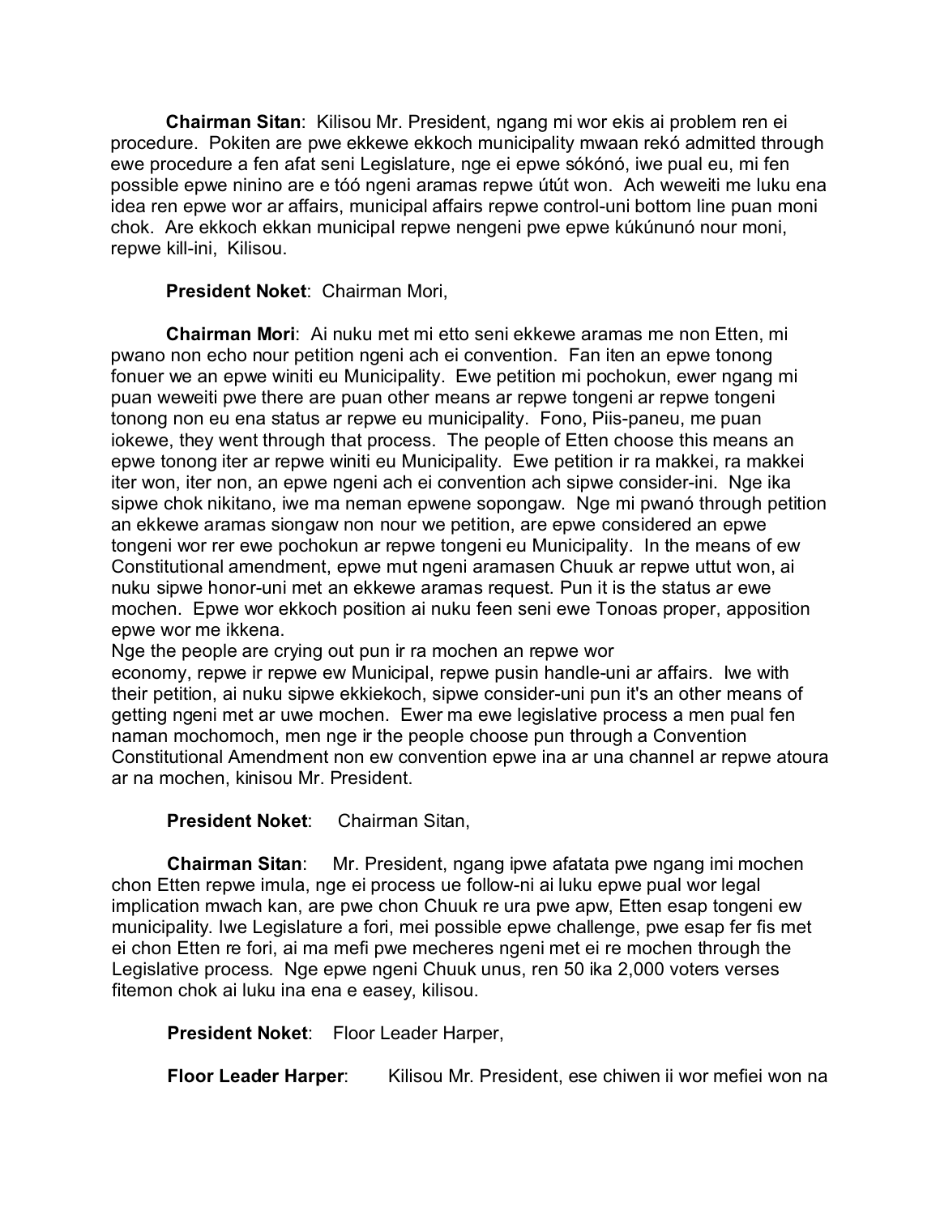**Chairman Sitan**: Kilisou Mr. President, ngang mi wor ekis ai problem ren ei procedure. Pokiten are pwe ekkewe ekkoch municipality mwaan rekó admitted through ewe procedure a fen afat seni Legislature, nge ei epwe sókónó, iwe pual eu, mi fen possible epwe ninino are e tóó ngeni aramas repwe útút won. Ach weweiti me luku ena idea ren epwe wor ar affairs, municipal affairs repwe control-uni bottom line puan moni chok. Are ekkoch ekkan municipal repwe nengeni pwe epwe kúkúnunó nour moni, repwe kill-ini, Kilisou.

**President Noket**: Chairman Mori,

**Chairman Mori**: Ai nuku met mi etto seni ekkewe aramas me non Etten, mi pwano non echo nour petition ngeni ach ei convention. Fan iten an epwe tonong fonuer we an epwe winiti eu Municipality. Ewe petition mi pochokun, ewer ngang mi puan weweiti pwe there are puan other means ar repwe tongeni ar repwe tongeni tonong non eu ena status ar repwe eu municipality. Fono, Piis-paneu, me puan iokewe, they went through that process. The people of Etten choose this means an epwe tonong iter ar repwe winiti eu Municipality. Ewe petition ir ra makkei, ra makkei iter won, iter non, an epwe ngeni ach ei convention ach sipwe consider-ini. Nge ika sipwe chok nikitano, iwe ma neman epwene sopongaw. Nge mi pwanó through petition an ekkewe aramas siongaw non nour we petition, are epwe considered an epwe tongeni wor rer ewe pochokun ar repwe tongeni eu Municipality. In the means of ew Constitutional amendment, epwe mut ngeni aramasen Chuuk ar repwe uttut won, ai nuku sipwe honor-uni met an ekkewe aramas request. Pun it is the status ar ewe mochen. Epwe wor ekkoch position ai nuku feen seni ewe Tonoas proper, apposition epwe wor me ikkena.
Nge the people are crying out pun ir ra mochen an repwe wor economy, repwe ir repwe ew Municipal, repwe pusin handle-uni ar affairs. Iwe with their petition, ai nuku sipwe ekkiekoch, sipwe consider-uni pun it's an other means of getting ngeni met ar uwe mochen. Ewer ma ewe legislative process a men pual fen naman mochomoch, men nge ir the people choose pun through a Convention Constitutional Amendment non ew convention epwe ina ar una channel ar repwe atoura ar na mochen, kinisou Mr. President.

**President Noket**: Chairman Sitan,

**Chairman Sitan**: Mr. President, ngang ipwe afatata pwe ngang imi mochen chon Etten repwe imula, nge ei process ue follow-ni ai luku epwe pual wor legal implication mwach kan, are pwe chon Chuuk re ura pwe apw, Etten esap tongeni ew municipality. Iwe Legislature a fori, mei possible epwe challenge, pwe esap fer fis met ei chon Etten re fori, ai ma mefi pwe mecheres ngeni met ei re mochen through the Legislative process. Nge epwe ngeni Chuuk unus, ren 50 ika 2,000 voters verses fitemon chok ai luku ina ena e easey, kilisou.

**President Noket**: Floor Leader Harper,

**Floor Leader Harper**: Kilisou Mr. President, ese chiwen ii wor mefiei won na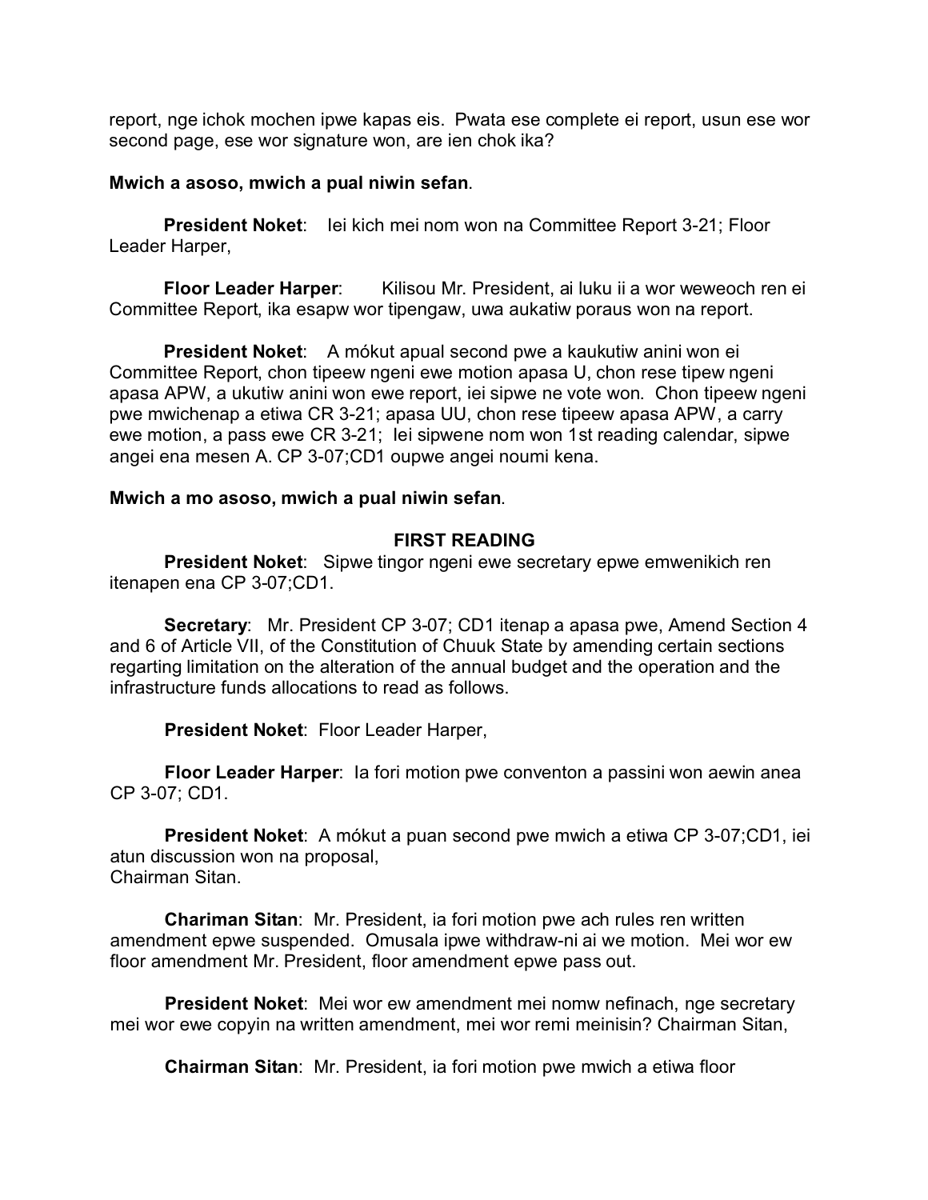report, nge ichok mochen ipwe kapas eis. Pwata ese complete ei report, usun ese wor second page, ese wor signature won, are ien chok ika?

**Mwich a asoso, mwich a pual niwin sefan**.

**President Noket**: Iei kich mei nom won na Committee Report 3-21; Floor Leader Harper,

**Floor Leader Harper**: Kilisou Mr. President, ai luku ii a wor weweoch ren ei Committee Report, ika esapw wor tipengaw, uwa aukatiw poraus won na report.

**President Noket**: A mókut apual second pwe a kaukutiw anini won ei Committee Report, chon tipeew ngeni ewe motion apasa U, chon rese tipew ngeni apasa APW, a ukutiw anini won ewe report, iei sipwe ne vote won. Chon tipeew ngeni pwe mwichenap a etiwa CR 3-21; apasa UU, chon rese tipeew apasa APW, a carry ewe motion, a pass ewe CR 3-21; Iei sipwene nom won 1st reading calendar, sipwe angei ena mesen A. CP 3-07;CD1 oupwe angei noumi kena.

**Mwich a mo asoso, mwich a pual niwin sefan**.

## FIRST READING

**President Noket**: Sipwe tingor ngeni ewe secretary epwe emwenikich ren itenapen ena CP 3-07;CD1.

**Secretary**: Mr. President CP 3-07; CD1 itenap a apasa pwe, Amend Section 4 and 6 of Article VII, of the Constitution of Chuuk State by amending certain sections regarting limitation on the alteration of the annual budget and the operation and the infrastructure funds allocations to read as follows.

**President Noket**: Floor Leader Harper,

**Floor Leader Harper**: Ia fori motion pwe conventon a passini won aewin anea CP 3-07; CD1.

**President Noket**: A mókut a puan second pwe mwich a etiwa CP 3-07;CD1, iei atun discussion won na proposal,
Chairman Sitan.

**Chariman Sitan**: Mr. President, ia fori motion pwe ach rules ren written amendment epwe suspended. Omusala ipwe withdraw-ni ai we motion. Mei wor ew floor amendment Mr. President, floor amendment epwe pass out.

**President Noket**: Mei wor ew amendment mei nomw nefinach, nge secretary mei wor ewe copyin na written amendment, mei wor remi meinisin? Chairman Sitan,

**Chairman Sitan**: Mr. President, ia fori motion pwe mwich a etiwa floor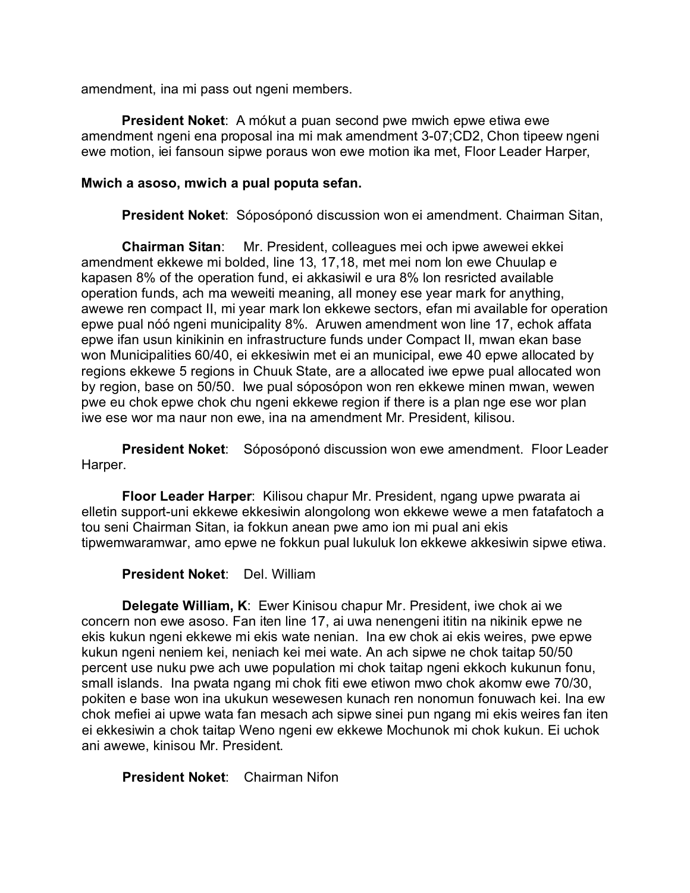amendment, ina mi pass out ngeni members.

**President Noket**: A mókut a puan second pwe mwich epwe etiwa ewe amendment ngeni ena proposal ina mi mak amendment 3-07;CD2, Chon tipeew ngeni ewe motion, iei fansoun sipwe poraus won ewe motion ika met, Floor Leader Harper,

**Mwich a asoso, mwich a pual poputa sefan.**

**President Noket**: Sóposóponó discussion won ei amendment. Chairman Sitan,

**Chairman Sitan**: Mr. President, colleagues mei och ipwe awewei ekkei amendment ekkewe mi bolded, line 13, 17,18, met mei nom lon ewe Chuulap e kapasen 8% of the operation fund, ei akkasiwil e ura 8% lon resricted available operation funds, ach ma weweiti meaning, all money ese year mark for anything, awewe ren compact II, mi year mark lon ekkewe sectors, efan mi available for operation epwe pual nóó ngeni municipality 8%. Aruwen amendment won line 17, echok affata epwe ifan usun kinikinin en infrastructure funds under Compact II, mwan ekan base won Municipalities 60/40, ei ekkesiwin met ei an municipal, ewe 40 epwe allocated by regions ekkewe 5 regions in Chuuk State, are a allocated iwe epwe pual allocated won by region, base on 50/50. Iwe pual sóposópon won ren ekkewe minen mwan, wewen pwe eu chok epwe chok chu ngeni ekkewe region if there is a plan nge ese wor plan iwe ese wor ma naur non ewe, ina na amendment Mr. President, kilisou.

**President Noket**: Sóposóponó discussion won ewe amendment. Floor Leader Harper.

**Floor Leader Harper**: Kilisou chapur Mr. President, ngang upwe pwarata ai elletin support-uni ekkewe ekkesiwin alongolong won ekkewe wewe a men fatafatoch a tou seni Chairman Sitan, ia fokkun anean pwe amo ion mi pual ani ekis tipwemwaramwar, amo epwe ne fokkun pual lukuluk lon ekkewe akkesiwin sipwe etiwa.

**President Noket**: Del. William

**Delegate William, K**: Ewer Kinisou chapur Mr. President, iwe chok ai we concern non ewe asoso. Fan iten line 17, ai uwa nenengeni ititin na nikinik epwe ne ekis kukun ngeni ekkewe mi ekis wate nenian. Ina ew chok ai ekis weires, pwe epwe kukun ngeni neniem kei, neniach kei mei wate. An ach sipwe ne chok taitap 50/50 percent use nuku pwe ach uwe population mi chok taitap ngeni ekkoch kukunun fonu, small islands. Ina pwata ngang mi chok fiti ewe etiwon mwo chok akomw ewe 70/30, pokiten e base won ina ukukun wesewesen kunach ren nonomun fonuwach kei. Ina ew chok mefiei ai upwe wata fan mesach ach sipwe sinei pun ngang mi ekis weires fan iten ei ekkesiwin a chok taitap Weno ngeni ew ekkewe Mochunok mi chok kukun. Ei uchok ani awewe, kinisou Mr. President.

**President Noket**: Chairman Nifon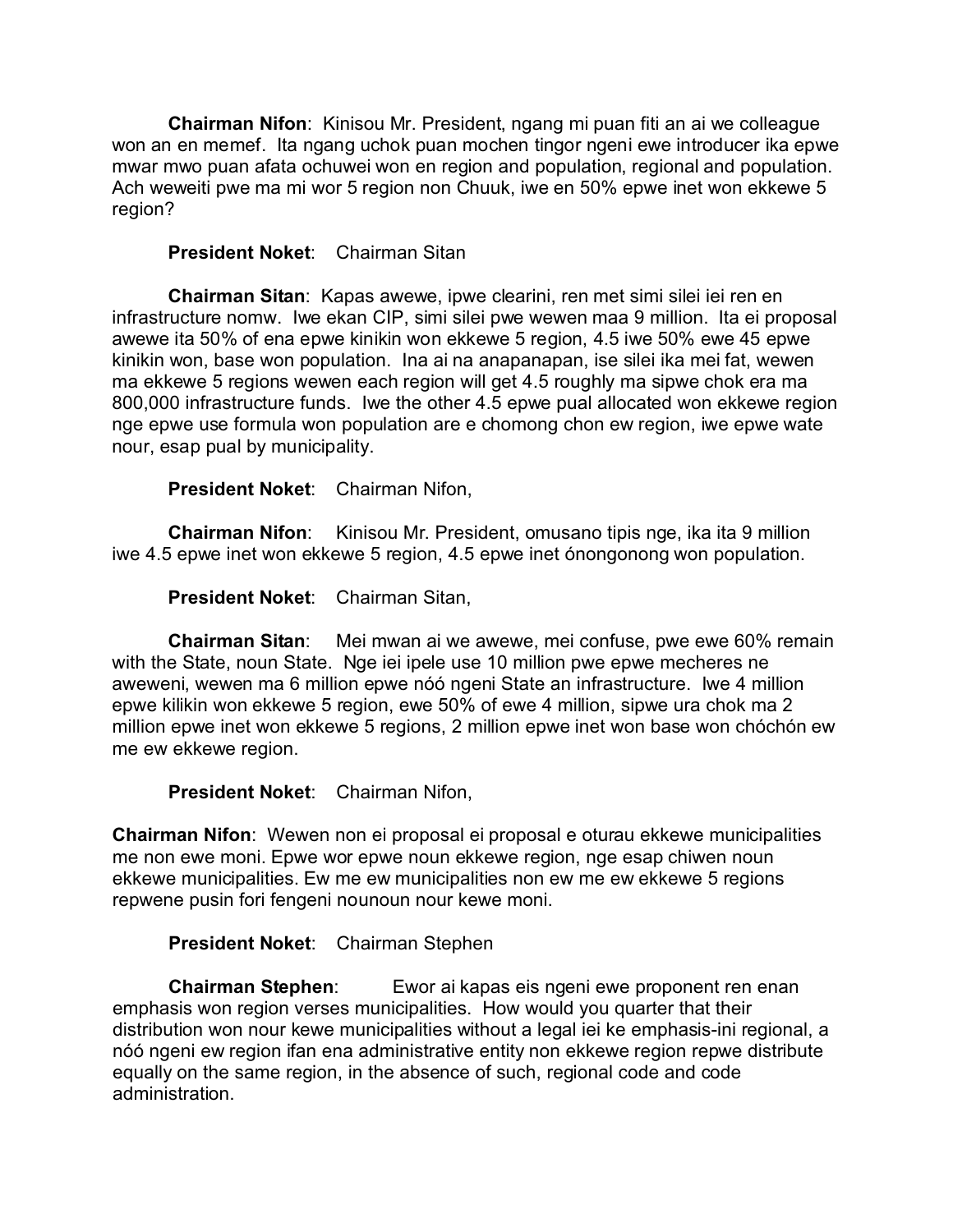**Chairman Nifon**: Kinisou Mr. President, ngang mi puan fiti an ai we colleague won an en memef. Ita ngang uchok puan mochen tingor ngeni ewe introducer ika epwe mwar mwo puan afata ochuwei won en region and population, regional and population. Ach weweiti pwe ma mi wor 5 region non Chuuk, iwe en 50% epwe inet won ekkewe 5 region?

**President Noket**: Chairman Sitan

**Chairman Sitan**: Kapas awewe, ipwe clearini, ren met simi silei iei ren en infrastructure nomw. Iwe ekan CIP, simi silei pwe wewen maa 9 million. Ita ei proposal awewe ita 50% of ena epwe kinikin won ekkewe 5 region, 4.5 iwe 50% ewe 45 epwe kinikin won, base won population. Ina ai na anapanapan, ise silei ika mei fat, wewen ma ekkewe 5 regions wewen each region will get 4.5 roughly ma sipwe chok era ma 800,000 infrastructure funds. Iwe the other 4.5 epwe pual allocated won ekkewe region nge epwe use formula won population are e chomong chon ew region, iwe epwe wate nour, esap pual by municipality.

**President Noket**: Chairman Nifon,

**Chairman Nifon**: Kinisou Mr. President, omusano tipis nge, ika ita 9 million iwe 4.5 epwe inet won ekkewe 5 region, 4.5 epwe inet ónongonong won population.

**President Noket**: Chairman Sitan,

**Chairman Sitan**: Mei mwan ai we awewe, mei confuse, pwe ewe 60% remain with the State, noun State. Nge iei ipele use 10 million pwe epwe mecheres ne aweweni, wewen ma 6 million epwe nóó ngeni State an infrastructure. Iwe 4 million epwe kilikin won ekkewe 5 region, ewe 50% of ewe 4 million, sipwe ura chok ma 2 million epwe inet won ekkewe 5 regions, 2 million epwe inet won base won chóchón ew me ew ekkewe region.

**President Noket**: Chairman Nifon,

**Chairman Nifon**: Wewen non ei proposal ei proposal e oturau ekkewe municipalities me non ewe moni. Epwe wor epwe noun ekkewe region, nge esap chiwen noun ekkewe municipalities. Ew me ew municipalities non ew me ew ekkewe 5 regions repwene pusin fori fengeni nounoun nour kewe moni.

**President Noket**: Chairman Stephen

**Chairman Stephen**: Ewor ai kapas eis ngeni ewe proponent ren enan emphasis won region verses municipalities. How would you quarter that their distribution won nour kewe municipalities without a legal iei ke emphasis-ini regional, a nóó ngeni ew region ifan ena administrative entity non ekkewe region repwe distribute equally on the same region, in the absence of such, regional code and code administration.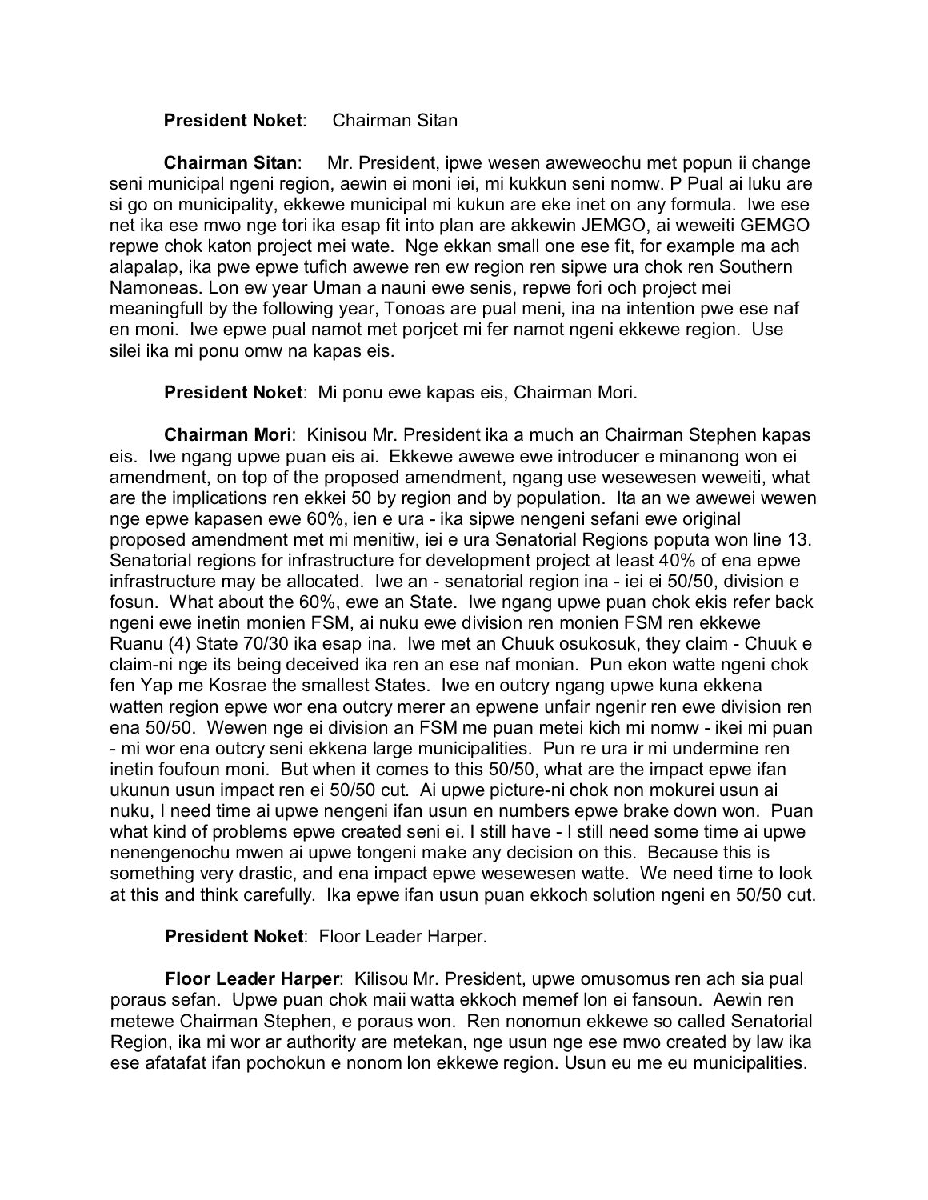**President Noket**: Chairman Sitan

**Chairman Sitan**: Mr. President, ipwe wesen aweweochu met popun ii change seni municipal ngeni region, aewin ei moni iei, mi kukkun seni nomw. P Pual ai luku are si go on municipality, ekkewe municipal mi kukun are eke inet on any formula. Iwe ese net ika ese mwo nge tori ika esap fit into plan are akkewin JEMGO, ai weweiti GEMGO repwe chok katon project mei wate. Nge ekkan small one ese fit, for example ma ach alapalap, ika pwe epwe tufich awewe ren ew region ren sipwe ura chok ren Southern Namoneas. Lon ew year Uman a nauni ewe senis, repwe fori och project mei meaningfull by the following year, Tonoas are pual meni, ina na intention pwe ese naf en moni. Iwe epwe pual namot met porjcet mi fer namot ngeni ekkewe region. Use silei ika mi ponu omw na kapas eis.

**President Noket**: Mi ponu ewe kapas eis, Chairman Mori.

**Chairman Mori**: Kinisou Mr. President ika a much an Chairman Stephen kapas eis. Iwe ngang upwe puan eis ai. Ekkewe awewe ewe introducer e minanong won ei amendment, on top of the proposed amendment, ngang use wesewesen weweiti, what are the implications ren ekkei 50 by region and by population. Ita an we awewei wewen nge epwe kapasen ewe 60%, ien e ura - ika sipwe nengeni sefani ewe original proposed amendment met mi menitiw, iei e ura Senatorial Regions poputa won line 13. Senatorial regions for infrastructure for development project at least 40% of ena epwe infrastructure may be allocated. Iwe an - senatorial region ina - iei ei 50/50, division e fosun. What about the 60%, ewe an State. Iwe ngang upwe puan chok ekis refer back ngeni ewe inetin monien FSM, ai nuku ewe division ren monien FSM ren ekkewe Ruanu (4) State 70/30 ika esap ina. Iwe met an Chuuk osukosuk, they claim - Chuuk e claim-ni nge its being deceived ika ren an ese naf monian. Pun ekon watte ngeni chok fen Yap me Kosrae the smallest States. Iwe en outcry ngang upwe kuna ekkena watten region epwe wor ena outcry merer an epwene unfair ngenir ren ewe division ren ena 50/50. Wewen nge ei division an FSM me puan metei kich mi nomw - ikei mi puan - mi wor ena outcry seni ekkena large municipalities. Pun re ura ir mi undermine ren inetin foufoun moni. But when it comes to this 50/50, what are the impact epwe ifan ukunun usun impact ren ei 50/50 cut. Ai upwe picture-ni chok non mokurei usun ai nuku, I need time ai upwe nengeni ifan usun en numbers epwe brake down won. Puan what kind of problems epwe created seni ei. I still have - I still need some time ai upwe nenengenochu mwen ai upwe tongeni make any decision on this. Because this is something very drastic, and ena impact epwe wesewesen watte. We need time to look at this and think carefully. Ika epwe ifan usun puan ekkoch solution ngeni en 50/50 cut.

**President Noket**: Floor Leader Harper.

**Floor Leader Harper**: Kilisou Mr. President, upwe omusomus ren ach sia pual poraus sefan. Upwe puan chok maii watta ekkoch memef lon ei fansoun. Aewin ren metewe Chairman Stephen, e poraus won. Ren nonomun ekkewe so called Senatorial Region, ika mi wor ar authority are metekan, nge usun nge ese mwo created by law ika ese afatafat ifan pochokun e nonom lon ekkewe region. Usun eu me eu municipalities.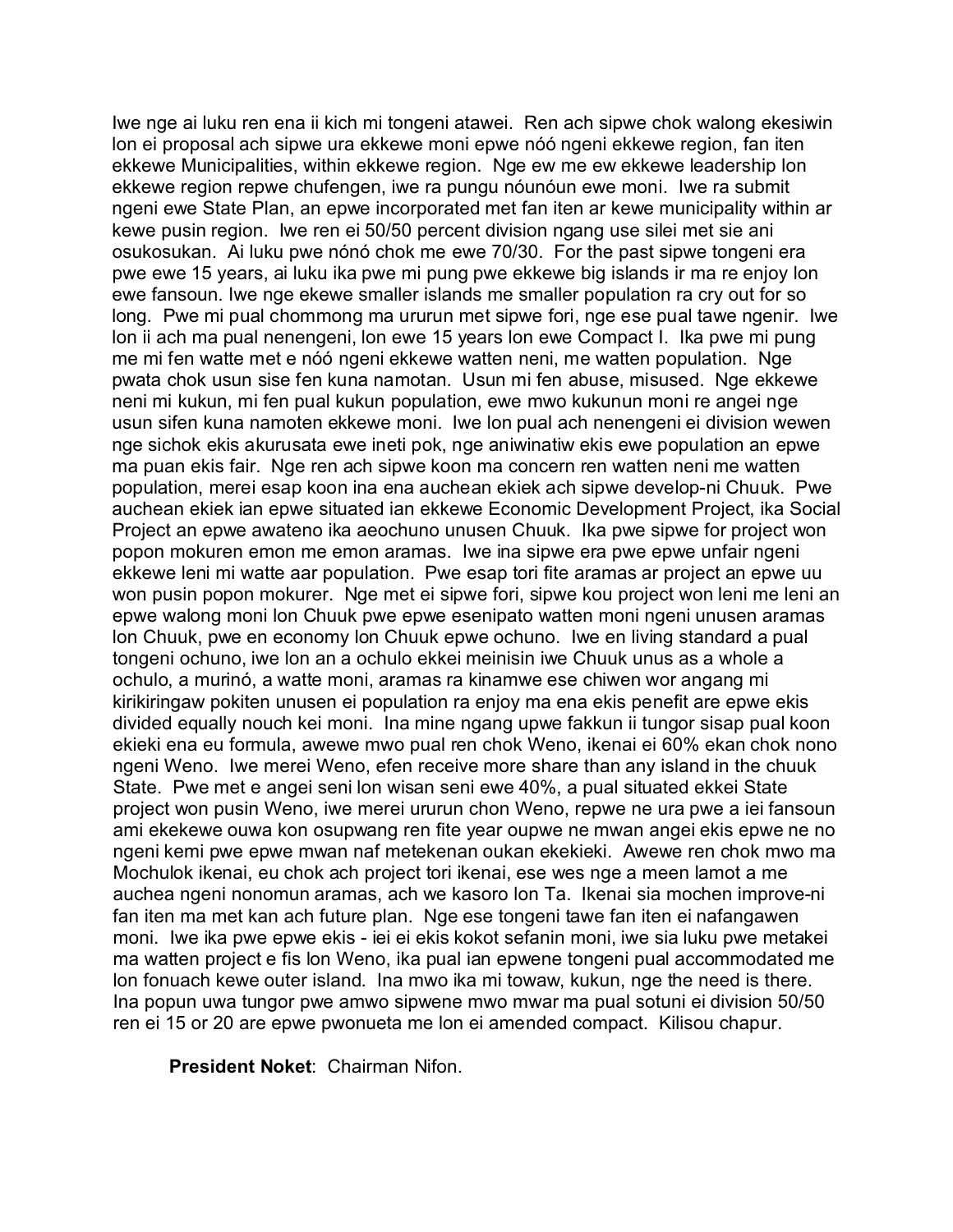Iwe nge ai luku ren ena ii kich mi tongeni atawei. Ren ach sipwe chok walong ekesiwin lon ei proposal ach sipwe ura ekkewe moni epwe nóó ngeni ekkewe region, fan iten ekkewe Municipalities, within ekkewe region. Nge ew me ew ekkewe leadership lon ekkewe region repwe chufengen, iwe ra pungu nóunóun ewe moni. Iwe ra submit ngeni ewe State Plan, an epwe incorporated met fan iten ar kewe municipality within ar kewe pusin region. Iwe ren ei 50/50 percent division ngang use silei met sie ani osukosukan. Ai luku pwe nónó chok me ewe 70/30. For the past sipwe tongeni era pwe ewe 15 years, ai luku ika pwe mi pung pwe ekkewe big islands ir ma re enjoy lon ewe fansoun. Iwe nge ekewe smaller islands me smaller population ra cry out for so long. Pwe mi pual chommong ma ururun met sipwe fori, nge ese pual tawe ngenir. Iwe lon ii ach ma pual nenengeni, lon ewe 15 years lon ewe Compact I. Ika pwe mi pung me mi fen watte met e nóó ngeni ekkewe watten neni, me watten population. Nge pwata chok usun sise fen kuna namotan. Usun mi fen abuse, misused. Nge ekkewe neni mi kukun, mi fen pual kukun population, ewe mwo kukunun moni re angei nge usun sifen kuna namoten ekkewe moni. Iwe lon pual ach nenengeni ei division wewen nge sichok ekis akurusata ewe ineti pok, nge aniwinatiw ekis ewe population an epwe ma puan ekis fair. Nge ren ach sipwe koon ma concern ren watten neni me watten population, merei esap koon ina ena auchean ekiek ach sipwe develop-ni Chuuk. Pwe auchean ekiek ian epwe situated ian ekkewe Economic Development Project, ika Social Project an epwe awateno ika aeochuno unusen Chuuk. Ika pwe sipwe for project won popon mokuren emon me emon aramas. Iwe ina sipwe era pwe epwe unfair ngeni ekkewe leni mi watte aar population. Pwe esap tori fite aramas ar project an epwe uu won pusin popon mokurer. Nge met ei sipwe fori, sipwe kou project won leni me leni an epwe walong moni lon Chuuk pwe epwe esenipato watten moni ngeni unusen aramas lon Chuuk, pwe en economy lon Chuuk epwe ochuno. Iwe en living standard a pual tongeni ochuno, iwe lon an a ochulo ekkei meinisin iwe Chuuk unus as a whole a ochulo, a murinó, a watte moni, aramas ra kinamwe ese chiwen wor angang mi kirikiringaw pokiten unusen ei population ra enjoy ma ena ekis penefit are epwe ekis divided equally nouch kei moni. Ina mine ngang upwe fakkun ii tungor sisap pual koon ekieki ena eu formula, awewe mwo pual ren chok Weno, ikenai ei 60% ekan chok nono ngeni Weno. Iwe merei Weno, efen receive more share than any island in the chuuk State. Pwe met e angei seni lon wisan seni ewe 40%, a pual situated ekkei State project won pusin Weno, iwe merei ururun chon Weno, repwe ne ura pwe a iei fansoun ami ekekewe ouwa kon osupwang ren fite year oupwe ne mwan angei ekis epwe ne no ngeni kemi pwe epwe mwan naf metekenan oukan ekekieki. Awewe ren chok mwo ma Mochulok ikenai, eu chok ach project tori ikenai, ese wes nge a meen lamot a me auchea ngeni nonomun aramas, ach we kasoro lon Ta. Ikenai sia mochen improve-ni fan iten ma met kan ach future plan. Nge ese tongeni tawe fan iten ei nafangawen moni. Iwe ika pwe epwe ekis - iei ei ekis kokot sefanin moni, iwe sia luku pwe metakei ma watten project e fis lon Weno, ika pual ian epwene tongeni pual accommodated me lon fonuach kewe outer island. Ina mwo ika mi towaw, kukun, nge the need is there. Ina popun uwa tungor pwe amwo sipwene mwo mwar ma pual sotuni ei division 50/50 ren ei 15 or 20 are epwe pwonueta me lon ei amended compact. Kilisou chapur.

**President Noket**: Chairman Nifon.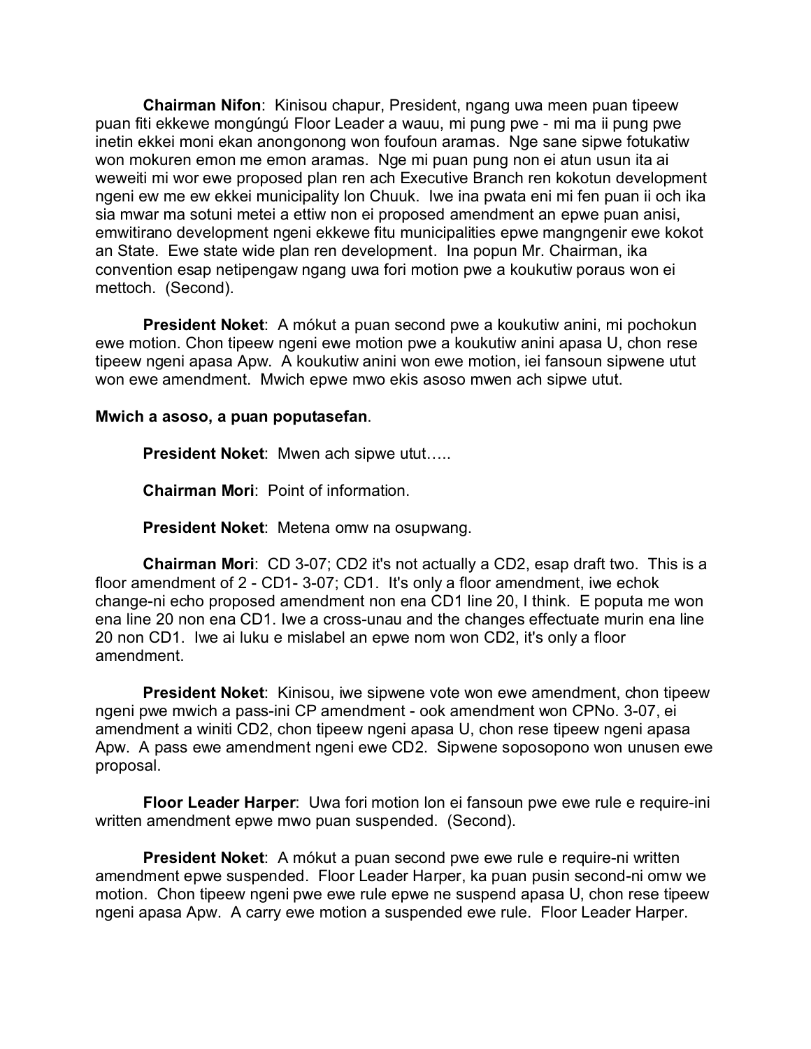**Chairman Nifon**: Kinisou chapur, President, ngang uwa meen puan tipeew puan fiti ekkewe mongúngú Floor Leader a wauu, mi pung pwe - mi ma ii pung pwe inetin ekkei moni ekan anongonong won foufoun aramas. Nge sane sipwe fotukatiw won mokuren emon me emon aramas. Nge mi puan pung non ei atun usun ita ai weweiti mi wor ewe proposed plan ren ach Executive Branch ren kokotun development ngeni ew me ew ekkei municipality lon Chuuk. Iwe ina pwata eni mi fen puan ii och ika sia mwar ma sotuni metei a ettiw non ei proposed amendment an epwe puan anisi, emwitirano development ngeni ekkewe fitu municipalities epwe mangngenir ewe kokot an State. Ewe state wide plan ren development. Ina popun Mr. Chairman, ika convention esap netipengaw ngang uwa fori motion pwe a koukutiw poraus won ei mettoch. (Second).

**President Noket**: A mókut a puan second pwe a koukutiw anini, mi pochokun ewe motion. Chon tipeew ngeni ewe motion pwe a koukutiw anini apasa U, chon rese tipeew ngeni apasa Apw. A koukutiw anini won ewe motion, iei fansoun sipwene utut won ewe amendment. Mwich epwe mwo ekis asoso mwen ach sipwe utut.

**Mwich a asoso, a puan poputasefan**.

**President Noket**: Mwen ach sipwe utut…..

**Chairman Mori**: Point of information.

**President Noket**: Metena omw na osupwang.

**Chairman Mori**: CD 3-07; CD2 it's not actually a CD2, esap draft two. This is a floor amendment of 2 - CD1- 3-07; CD1. It's only a floor amendment, iwe echok change-ni echo proposed amendment non ena CD1 line 20, I think. E poputa me won ena line 20 non ena CD1. Iwe a cross-unau and the changes effectuate murin ena line 20 non CD1. Iwe ai luku e mislabel an epwe nom won CD2, it's only a floor amendment.

**President Noket**: Kinisou, iwe sipwene vote won ewe amendment, chon tipeew ngeni pwe mwich a pass-ini CP amendment - ook amendment won CPNo. 3-07, ei amendment a winiti CD2, chon tipeew ngeni apasa U, chon rese tipeew ngeni apasa Apw. A pass ewe amendment ngeni ewe CD2. Sipwene soposopono won unusen ewe proposal.

**Floor Leader Harper**: Uwa fori motion lon ei fansoun pwe ewe rule e require-ini written amendment epwe mwo puan suspended. (Second).

**President Noket**: A mókut a puan second pwe ewe rule e require-ni written amendment epwe suspended. Floor Leader Harper, ka puan pusin second-ni omw we motion. Chon tipeew ngeni pwe ewe rule epwe ne suspend apasa U, chon rese tipeew ngeni apasa Apw. A carry ewe motion a suspended ewe rule. Floor Leader Harper.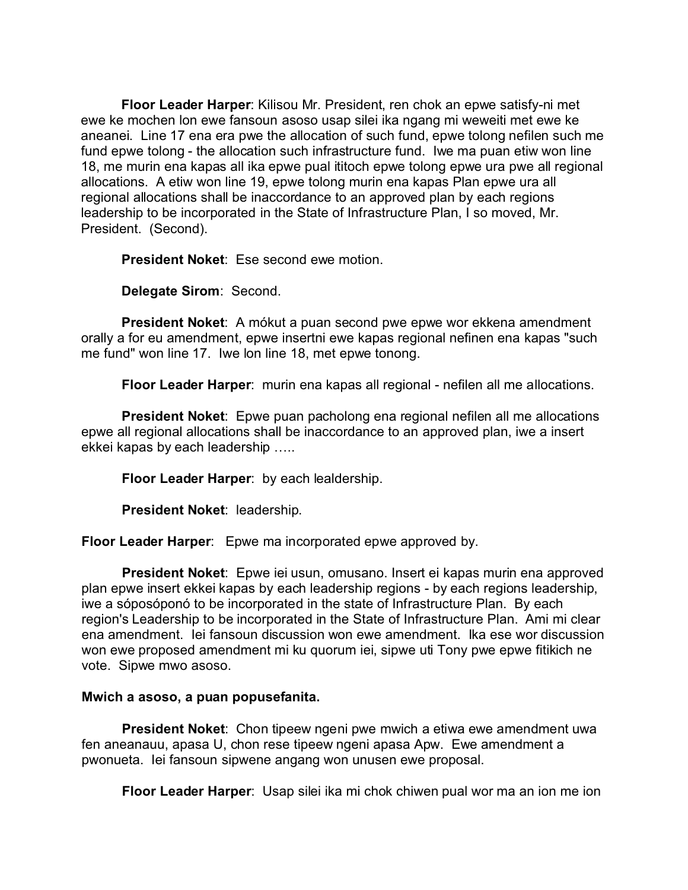**Floor Leader Harper**: Kilisou Mr. President, ren chok an epwe satisfy-ni met ewe ke mochen lon ewe fansoun asoso usap silei ika ngang mi weweiti met ewe ke aneanei. Line 17 ena era pwe the allocation of such fund, epwe tolong nefilen such me fund epwe tolong - the allocation such infrastructure fund. Iwe ma puan etiw won line 18, me murin ena kapas all ika epwe pual ititoch epwe tolong epwe ura pwe all regional allocations. A etiw won line 19, epwe tolong murin ena kapas Plan epwe ura all regional allocations shall be inaccordance to an approved plan by each regions leadership to be incorporated in the State of Infrastructure Plan, I so moved, Mr. President. (Second).

**President Noket**: Ese second ewe motion.

**Delegate Sirom**: Second.

**President Noket**: A mókut a puan second pwe epwe wor ekkena amendment orally a for eu amendment, epwe insertni ewe kapas regional nefinen ena kapas "such me fund" won line 17. Iwe lon line 18, met epwe tonong.

**Floor Leader Harper**: murin ena kapas all regional - nefilen all me allocations.

**President Noket**: Epwe puan pacholong ena regional nefilen all me allocations epwe all regional allocations shall be inaccordance to an approved plan, iwe a insert ekkei kapas by each leadership …..

**Floor Leader Harper**: by each lealdership.

**President Noket**: leadership.

**Floor Leader Harper**: Epwe ma incorporated epwe approved by.

**President Noket**: Epwe iei usun, omusano. Insert ei kapas murin ena approved plan epwe insert ekkei kapas by each leadership regions - by each regions leadership, iwe a sóposóponó to be incorporated in the state of Infrastructure Plan. By each region's Leadership to be incorporated in the State of Infrastructure Plan. Ami mi clear ena amendment. Iei fansoun discussion won ewe amendment. Ika ese wor discussion won ewe proposed amendment mi ku quorum iei, sipwe uti Tony pwe epwe fitikich ne vote. Sipwe mwo asoso.

**Mwich a asoso, a puan popusefanita.**

**President Noket**: Chon tipeew ngeni pwe mwich a etiwa ewe amendment uwa fen aneanauu, apasa U, chon rese tipeew ngeni apasa Apw. Ewe amendment a pwonueta. Iei fansoun sipwene angang won unusen ewe proposal.

**Floor Leader Harper**: Usap silei ika mi chok chiwen pual wor ma an ion me ion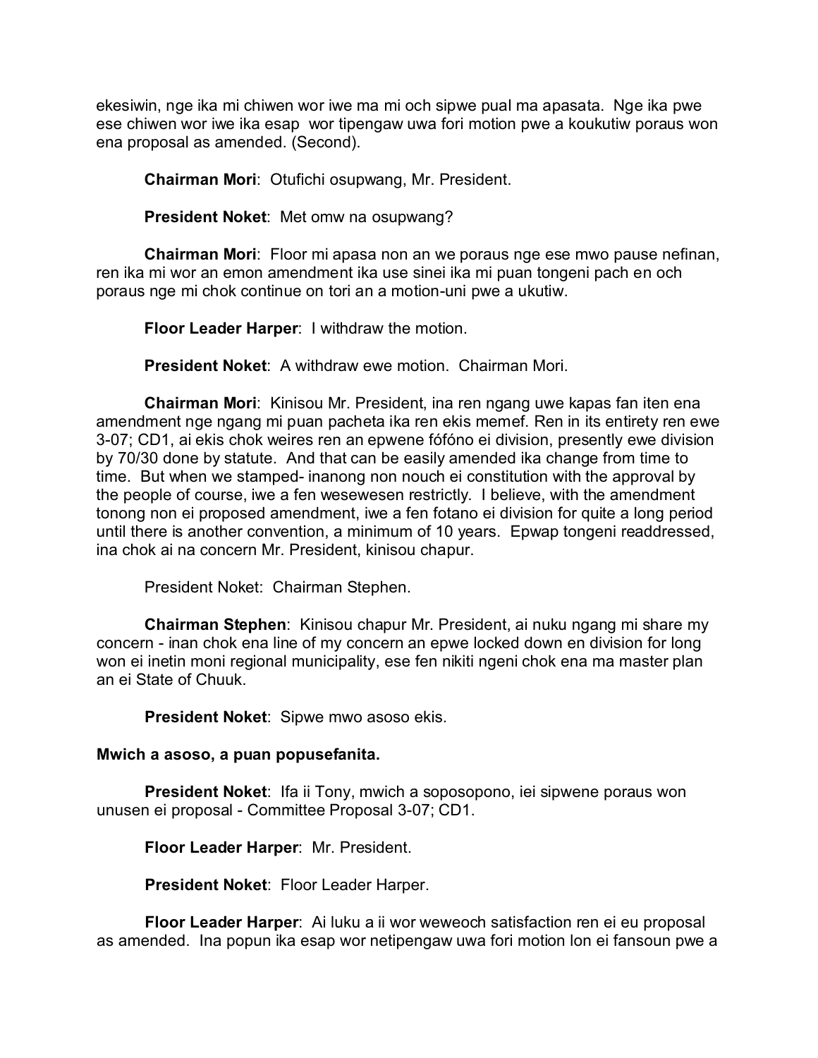ekesiwin, nge ika mi chiwen wor iwe ma mi och sipwe pual ma apasata. Nge ika pwe ese chiwen wor iwe ika esap wor tipengaw uwa fori motion pwe a koukutiw poraus won ena proposal as amended. (Second).

**Chairman Mori**: Otufichi osupwang, Mr. President.

**President Noket**: Met omw na osupwang?

**Chairman Mori**: Floor mi apasa non an we poraus nge ese mwo pause nefinan, ren ika mi wor an emon amendment ika use sinei ika mi puan tongeni pach en och poraus nge mi chok continue on tori an a motion-uni pwe a ukutiw.

**Floor Leader Harper**: I withdraw the motion.

**President Noket**: A withdraw ewe motion. Chairman Mori.

**Chairman Mori**: Kinisou Mr. President, ina ren ngang uwe kapas fan iten ena amendment nge ngang mi puan pacheta ika ren ekis memef. Ren in its entirety ren ewe 3-07; CD1, ai ekis chok weires ren an epwene fófóno ei division, presently ewe division by 70/30 done by statute. And that can be easily amended ika change from time to time. But when we stamped- inanong non nouch ei constitution with the approval by the people of course, iwe a fen wesewesen restrictly. I believe, with the amendment tonong non ei proposed amendment, iwe a fen fotano ei division for quite a long period until there is another convention, a minimum of 10 years. Epwap tongeni readdressed, ina chok ai na concern Mr. President, kinisou chapur.

President Noket: Chairman Stephen.

**Chairman Stephen**: Kinisou chapur Mr. President, ai nuku ngang mi share my concern - inan chok ena line of my concern an epwe locked down en division for long won ei inetin moni regional municipality, ese fen nikiti ngeni chok ena ma master plan an ei State of Chuuk.

**President Noket**: Sipwe mwo asoso ekis.

**Mwich a asoso, a puan popusefanita.**

**President Noket**: Ifa ii Tony, mwich a soposopono, iei sipwene poraus won unusen ei proposal - Committee Proposal 3-07; CD1.

**Floor Leader Harper**: Mr. President.

**President Noket**: Floor Leader Harper.

**Floor Leader Harper**: Ai luku a ii wor weweoch satisfaction ren ei eu proposal as amended. Ina popun ika esap wor netipengaw uwa fori motion lon ei fansoun pwe a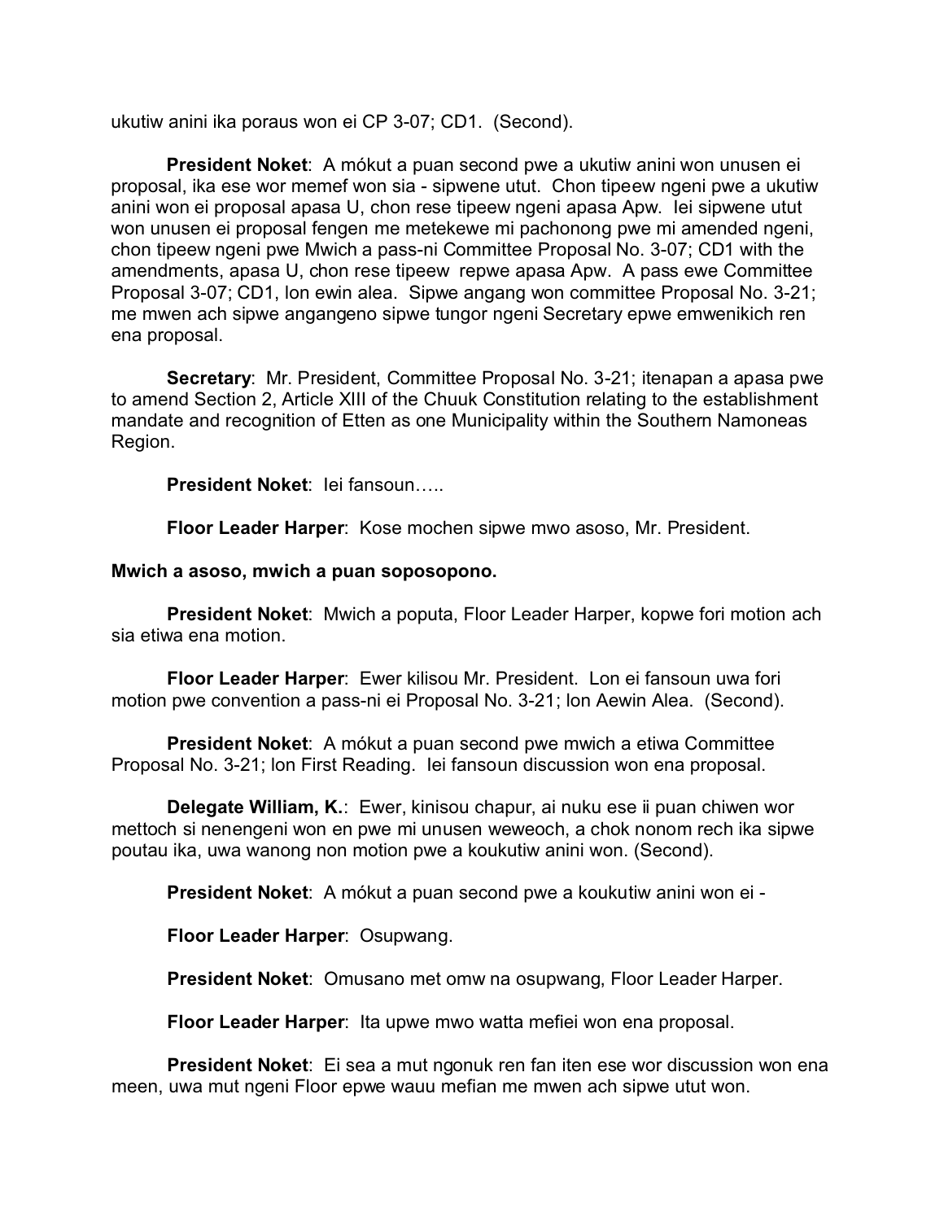ukutiw anini ika poraus won ei CP 3-07; CD1. (Second).

**President Noket**: A mókut a puan second pwe a ukutiw anini won unusen ei proposal, ika ese wor memef won sia - sipwene utut. Chon tipeew ngeni pwe a ukutiw anini won ei proposal apasa U, chon rese tipeew ngeni apasa Apw. Iei sipwene utut won unusen ei proposal fengen me metekewe mi pachonong pwe mi amended ngeni, chon tipeew ngeni pwe Mwich a pass-ni Committee Proposal No. 3-07; CD1 with the amendments, apasa U, chon rese tipeew repwe apasa Apw. A pass ewe Committee Proposal 3-07; CD1, lon ewin alea. Sipwe angang won committee Proposal No. 3-21; me mwen ach sipwe angangeno sipwe tungor ngeni Secretary epwe emwenikich ren ena proposal.

**Secretary**: Mr. President, Committee Proposal No. 3-21; itenapan a apasa pwe to amend Section 2, Article XIII of the Chuuk Constitution relating to the establishment mandate and recognition of Etten as one Municipality within the Southern Namoneas Region.

**President Noket**: Iei fansoun…..

**Floor Leader Harper**: Kose mochen sipwe mwo asoso, Mr. President.

**Mwich a asoso, mwich a puan soposopono.**

**President Noket**: Mwich a poputa, Floor Leader Harper, kopwe fori motion ach sia etiwa ena motion.

**Floor Leader Harper**: Ewer kilisou Mr. President. Lon ei fansoun uwa fori motion pwe convention a pass-ni ei Proposal No. 3-21; lon Aewin Alea. (Second).

**President Noket**: A mókut a puan second pwe mwich a etiwa Committee Proposal No. 3-21; lon First Reading. Iei fansoun discussion won ena proposal.

**Delegate William, K.**: Ewer, kinisou chapur, ai nuku ese ii puan chiwen wor mettoch si nenengeni won en pwe mi unusen weweoch, a chok nonom rech ika sipwe poutau ika, uwa wanong non motion pwe a koukutiw anini won. (Second).

**President Noket**: A mókut a puan second pwe a koukutiw anini won ei -

**Floor Leader Harper**: Osupwang.

**President Noket**: Omusano met omw na osupwang, Floor Leader Harper.

**Floor Leader Harper**: Ita upwe mwo watta mefiei won ena proposal.

**President Noket**: Ei sea a mut ngonuk ren fan iten ese wor discussion won ena meen, uwa mut ngeni Floor epwe wauu mefian me mwen ach sipwe utut won.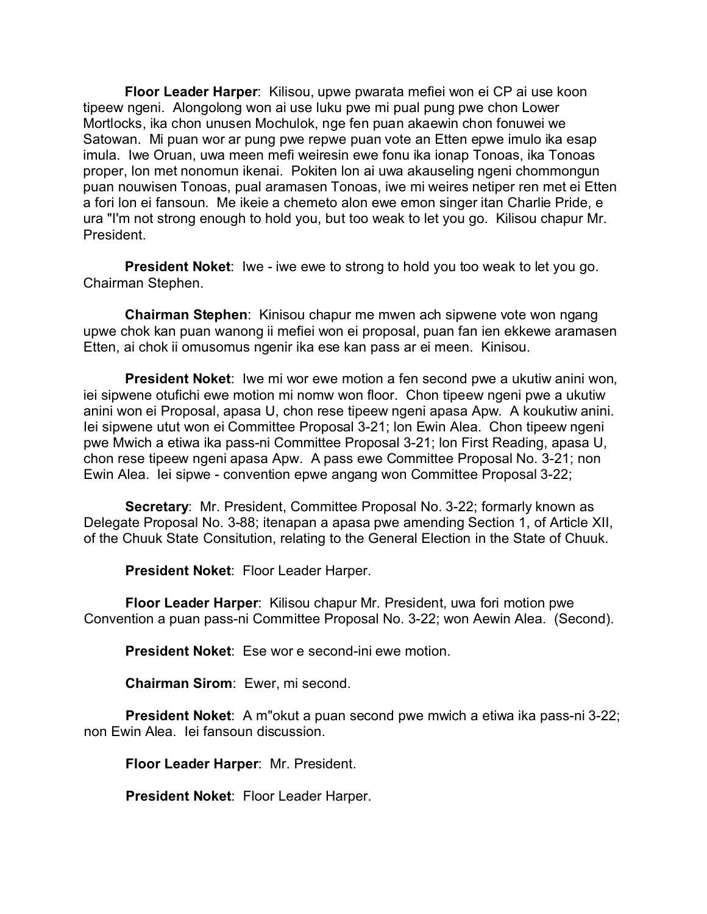**Floor Leader Harper**: Kilisou, upwe pwarata mefiei won ei CP ai use koon tipeew ngeni. Alongolong won ai use luku pwe mi pual pung pwe chon Lower Mortlocks, ika chon unusen Mochulok, nge fen puan akaewin chon fonuwei we Satowan. Mi puan wor ar pung pwe repwe puan vote an Etten epwe imulo ika esap imula. Iwe Oruan, uwa meen mefi weiresin ewe fonu ika ionap Tonoas, ika Tonoas proper, lon met nonomun ikenai. Pokiten lon ai uwa akauseling ngeni chommongun puan nouwisen Tonoas, pual aramasen Tonoas, iwe mi weires netiper ren met ei Etten a fori lon ei fansoun. Me ikeie a chemeto alon ewe emon singer itan Charlie Pride, e ura "I'm not strong enough to hold you, but too weak to let you go. Kilisou chapur Mr. President.

**President Noket**: Iwe - iwe ewe to strong to hold you too weak to let you go. Chairman Stephen.

**Chairman Stephen**: Kinisou chapur me mwen ach sipwene vote won ngang upwe chok kan puan wanong ii mefiei won ei proposal, puan fan ien ekkewe aramasen Etten, ai chok ii omusomus ngenir ika ese kan pass ar ei meen. Kinisou.

**President Noket**: Iwe mi wor ewe motion a fen second pwe a ukutiw anini won, iei sipwene otufichi ewe motion mi nomw won floor. Chon tipeew ngeni pwe a ukutiw anini won ei Proposal, apasa U, chon rese tipeew ngeni apasa Apw. A koukutiw anini. Iei sipwene utut won ei Committee Proposal 3-21; lon Ewin Alea. Chon tipeew ngeni pwe Mwich a etiwa ika pass-ni Committee Proposal 3-21; lon First Reading, apasa U, chon rese tipeew ngeni apasa Apw. A pass ewe Committee Proposal No. 3-21; non Ewin Alea. Iei sipwe - convention epwe angang won Committee Proposal 3-22;

**Secretary**: Mr. President, Committee Proposal No. 3-22; formarly known as Delegate Proposal No. 3-88; itenapan a apasa pwe amending Section 1, of Article XII, of the Chuuk State Consitution, relating to the General Election in the State of Chuuk.

**President Noket**: Floor Leader Harper.

**Floor Leader Harper**: Kilisou chapur Mr. President, uwa fori motion pwe Convention a puan pass-ni Committee Proposal No. 3-22; won Aewin Alea. (Second).

**President Noket**: Ese wor e second-ini ewe motion.

**Chairman Sirom**: Ewer, mi second.

**President Noket**: A m"okut a puan second pwe mwich a etiwa ika pass-ni 3-22; non Ewin Alea. Iei fansoun discussion.

**Floor Leader Harper**: Mr. President.

**President Noket**: Floor Leader Harper.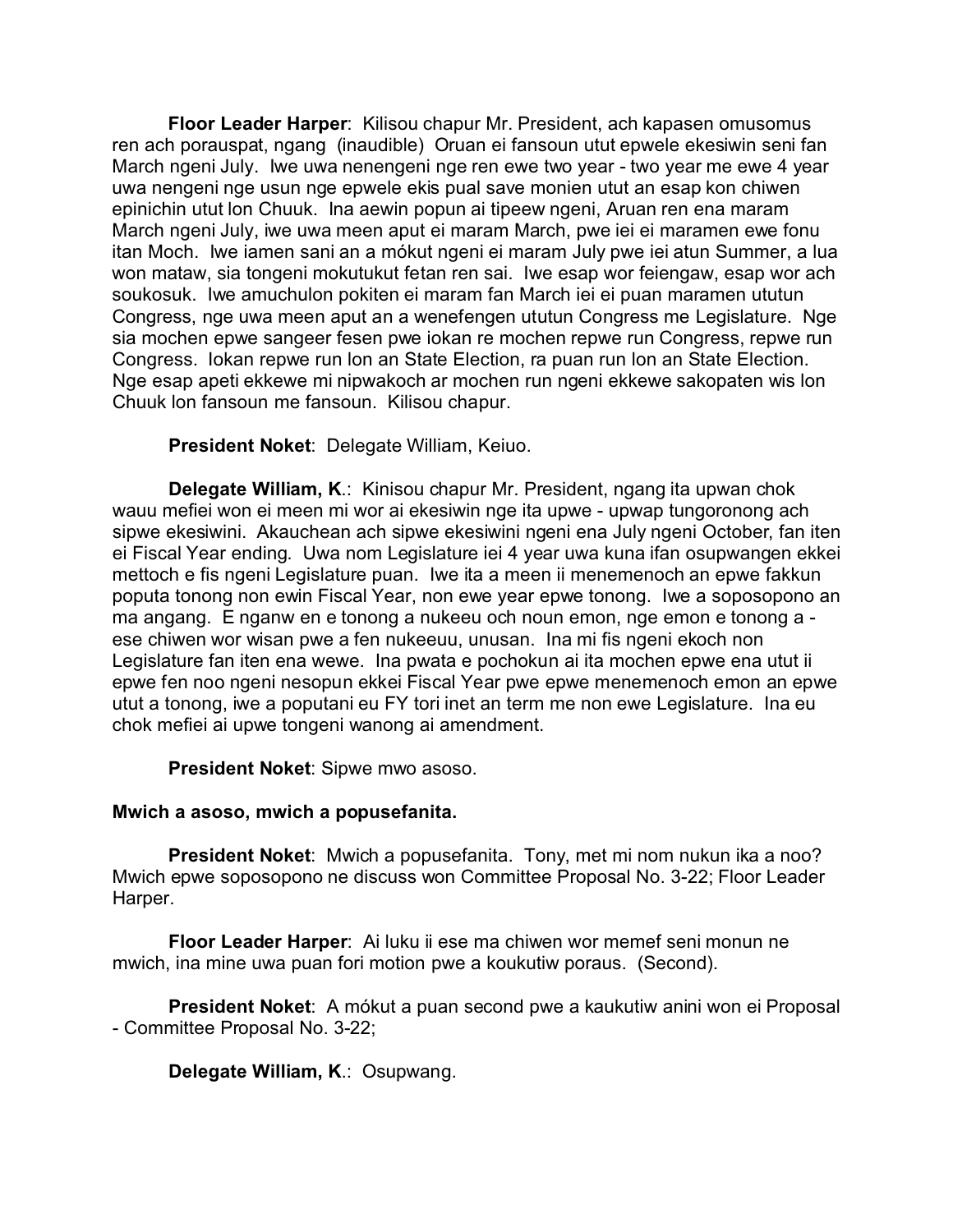**Floor Leader Harper**: Kilisou chapur Mr. President, ach kapasen omusomus ren ach porauspat, ngang (inaudible) Oruan ei fansoun utut epwele ekesiwin seni fan March ngeni July. Iwe uwa nenengeni nge ren ewe two year - two year me ewe 4 year uwa nengeni nge usun nge epwele ekis pual save monien utut an esap kon chiwen epinichin utut lon Chuuk. Ina aewin popun ai tipeew ngeni, Aruan ren ena maram March ngeni July, iwe uwa meen aput ei maram March, pwe iei ei maramen ewe fonu itan Moch. Iwe iamen sani an a mókut ngeni ei maram July pwe iei atun Summer, a lua won mataw, sia tongeni mokutukut fetan ren sai. Iwe esap wor feiengaw, esap wor ach soukosuk. Iwe amuchulon pokiten ei maram fan March iei ei puan maramen ututun Congress, nge uwa meen aput an a wenefengen ututun Congress me Legislature. Nge sia mochen epwe sangeer fesen pwe iokan re mochen repwe run Congress, repwe run Congress. Iokan repwe run lon an State Election, ra puan run lon an State Election. Nge esap apeti ekkewe mi nipwakoch ar mochen run ngeni ekkewe sakopaten wis lon Chuuk lon fansoun me fansoun. Kilisou chapur.

**President Noket**: Delegate William, Keiuo.

**Delegate William, K.**: Kinisou chapur Mr. President, ngang ita upwan chok wauu mefiei won ei meen mi wor ai ekesiwin nge ita upwe - upwap tungoronong ach sipwe ekesiwini. Akauchean ach sipwe ekesiwini ngeni ena July ngeni October, fan iten ei Fiscal Year ending. Uwa nom Legislature iei 4 year uwa kuna ifan osupwangen ekkei mettoch e fis ngeni Legislature puan. Iwe ita a meen ii menemenoch an epwe fakkun poputa tonong non ewin Fiscal Year, non ewe year epwe tonong. Iwe a soposopono an ma angang. E nganw en e tonong a nukeeu och noun emon, nge emon e tonong a - ese chiwen wor wisan pwe a fen nukeeuu, unusan. Ina mi fis ngeni ekoch non Legislature fan iten ena wewe. Ina pwata e pochokun ai ita mochen epwe ena utut ii epwe fen noo ngeni nesopun ekkei Fiscal Year pwe epwe menemenoch emon an epwe utut a tonong, iwe a poputani eu FY tori inet an term me non ewe Legislature. Ina eu chok mefiei ai upwe tongeni wanong ai amendment.

**President Noket**: Sipwe mwo asoso.

**Mwich a asoso, mwich a popusefanita.**

**President Noket**: Mwich a popusefanita. Tony, met mi nom nukun ika a noo? Mwich epwe soposopono ne discuss won Committee Proposal No. 3-22; Floor Leader Harper.

**Floor Leader Harper**: Ai luku ii ese ma chiwen wor memef seni monun ne mwich, ina mine uwa puan fori motion pwe a koukutiw poraus. (Second).

**President Noket**: A mókut a puan second pwe a kaukutiw anini won ei Proposal - Committee Proposal No. 3-22;

**Delegate William, K.**: Osupwang.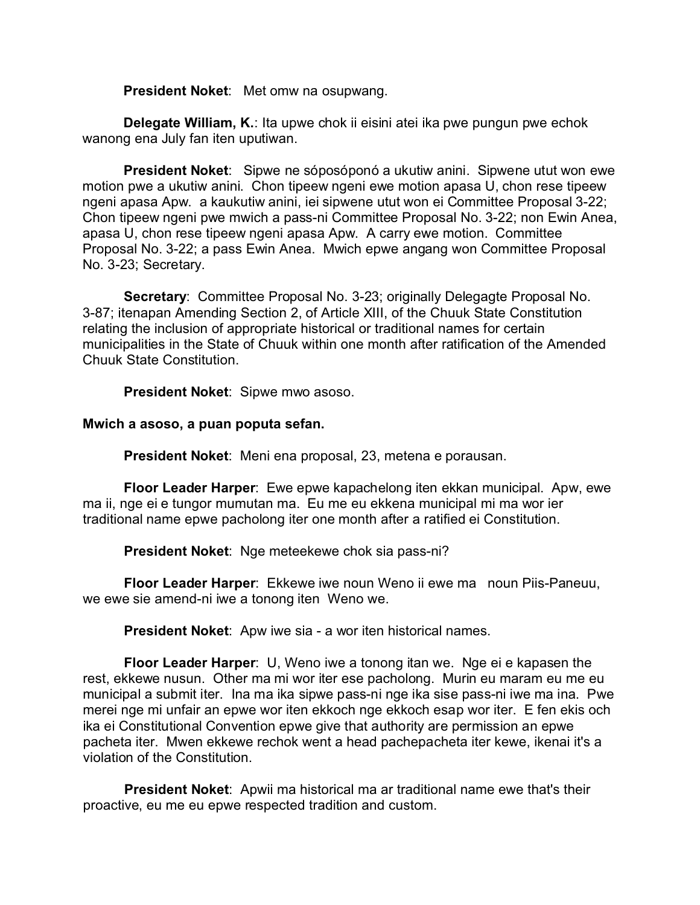**President Noket**: Met omw na osupwang.

**Delegate William, K.**: Ita upwe chok ii eisini atei ika pwe pungun pwe echok wanong ena July fan iten uputiwan.

**President Noket**: Sipwe ne sóposóponó a ukutiw anini. Sipwene utut won ewe motion pwe a ukutiw anini. Chon tipeew ngeni ewe motion apasa U, chon rese tipeew ngeni apasa Apw. a kaukutiw anini, iei sipwene utut won ei Committee Proposal 3-22; Chon tipeew ngeni pwe mwich a pass-ni Committee Proposal No. 3-22; non Ewin Anea, apasa U, chon rese tipeew ngeni apasa Apw. A carry ewe motion. Committee Proposal No. 3-22; a pass Ewin Anea. Mwich epwe angang won Committee Proposal No. 3-23; Secretary.

**Secretary**: Committee Proposal No. 3-23; originally Delegagte Proposal No. 3-87; itenapan Amending Section 2, of Article XIII, of the Chuuk State Constitution relating the inclusion of appropriate historical or traditional names for certain municipalities in the State of Chuuk within one month after ratification of the Amended Chuuk State Constitution.

**President Noket**: Sipwe mwo asoso.

**Mwich a asoso, a puan poputa sefan.**

**President Noket**: Meni ena proposal, 23, metena e porausan.

**Floor Leader Harper**: Ewe epwe kapachelong iten ekkan municipal. Apw, ewe ma ii, nge ei e tungor mumutan ma. Eu me eu ekkena municipal mi ma wor ier traditional name epwe pacholong iter one month after a ratified ei Constitution.

**President Noket**: Nge meteekewe chok sia pass-ni?

**Floor Leader Harper**: Ekkewe iwe noun Weno ii ewe ma noun Piis-Paneuu, we ewe sie amend-ni iwe a tonong iten Weno we.

**President Noket**: Apw iwe sia - a wor iten historical names.

**Floor Leader Harper**: U, Weno iwe a tonong itan we. Nge ei e kapasen the rest, ekkewe nusun. Other ma mi wor iter ese pacholong. Murin eu maram eu me eu municipal a submit iter. Ina ma ika sipwe pass-ni nge ika sise pass-ni iwe ma ina. Pwe merei nge mi unfair an epwe wor iten ekkoch nge ekkoch esap wor iter. E fen ekis och ika ei Constitutional Convention epwe give that authority are permission an epwe pacheta iter. Mwen ekkewe rechok went a head pachepacheta iter kewe, ikenai it's a violation of the Constitution.

**President Noket**: Apwii ma historical ma ar traditional name ewe that's their proactive, eu me eu epwe respected tradition and custom.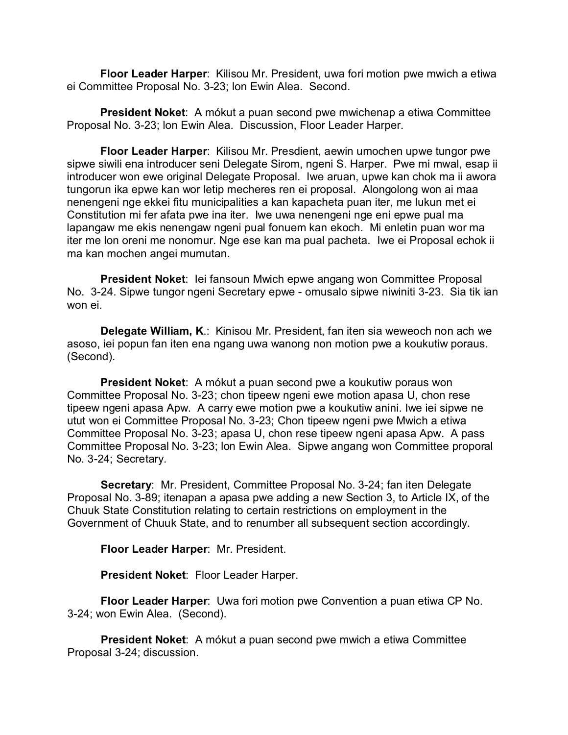**Floor Leader Harper**: Kilisou Mr. President, uwa fori motion pwe mwich a etiwa ei Committee Proposal No. 3-23; lon Ewin Alea. Second.

**President Noket**: A mókut a puan second pwe mwichenap a etiwa Committee Proposal No. 3-23; lon Ewin Alea. Discussion, Floor Leader Harper.

**Floor Leader Harper**: Kilisou Mr. Presdient, aewin umochen upwe tungor pwe sipwe siwili ena introducer seni Delegate Sirom, ngeni S. Harper. Pwe mi mwal, esap ii introducer won ewe original Delegate Proposal. Iwe aruan, upwe kan chok ma ii awora tungorun ika epwe kan wor letip mecheres ren ei proposal. Alongolong won ai maa nenengeni nge ekkei fitu municipalities a kan kapacheta puan iter, me lukun met ei Constitution mi fer afata pwe ina iter. Iwe uwa nenengeni nge eni epwe pual ma lapangaw me ekis nenengaw ngeni pual fonuem kan ekoch. Mi enletin puan wor ma iter me lon oreni me nonomur. Nge ese kan ma pual pacheta. Iwe ei Proposal echok ii ma kan mochen angei mumutan.

**President Noket**: Iei fansoun Mwich epwe angang won Committee Proposal No. 3-24. Sipwe tungor ngeni Secretary epwe - omusalo sipwe niwiniti 3-23. Sia tik ian won ei.

**Delegate William, K.**: Kinisou Mr. President, fan iten sia weweoch non ach we asoso, iei popun fan iten ena ngang uwa wanong non motion pwe a koukutiw poraus. (Second).

**President Noket**: A mókut a puan second pwe a koukutiw poraus won Committee Proposal No. 3-23; chon tipeew ngeni ewe motion apasa U, chon rese tipeew ngeni apasa Apw. A carry ewe motion pwe a koukutiw anini. Iwe iei sipwe ne utut won ei Committee Proposal No. 3-23; Chon tipeew ngeni pwe Mwich a etiwa Committee Proposal No. 3-23; apasa U, chon rese tipeew ngeni apasa Apw. A pass Committee Proposal No. 3-23; lon Ewin Alea. Sipwe angang won Committee proporal No. 3-24; Secretary.

**Secretary**: Mr. President, Committee Proposal No. 3-24; fan iten Delegate Proposal No. 3-89; itenapan a apasa pwe adding a new Section 3, to Article IX, of the Chuuk State Constitution relating to certain restrictions on employment in the Government of Chuuk State, and to renumber all subsequent section accordingly.

**Floor Leader Harper**: Mr. President.

**President Noket**: Floor Leader Harper.

**Floor Leader Harper**: Uwa fori motion pwe Convention a puan etiwa CP No. 3-24; won Ewin Alea. (Second).

**President Noket**: A mókut a puan second pwe mwich a etiwa Committee Proposal 3-24; discussion.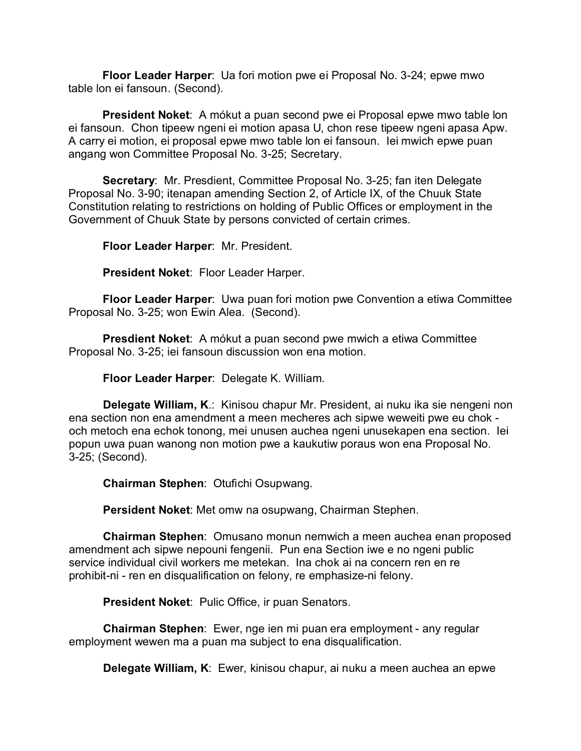**Floor Leader Harper**: Ua fori motion pwe ei Proposal No. 3-24; epwe mwo table lon ei fansoun. (Second).

**President Noket**: A mókut a puan second pwe ei Proposal epwe mwo table lon ei fansoun. Chon tipeew ngeni ei motion apasa U, chon rese tipeew ngeni apasa Apw. A carry ei motion, ei proposal epwe mwo table lon ei fansoun. Iei mwich epwe puan angang won Committee Proposal No. 3-25; Secretary.

**Secretary**: Mr. Presdient, Committee Proposal No. 3-25; fan iten Delegate Proposal No. 3-90; itenapan amending Section 2, of Article IX, of the Chuuk State Constitution relating to restrictions on holding of Public Offices or employment in the Government of Chuuk State by persons convicted of certain crimes.

**Floor Leader Harper**: Mr. President.

**President Noket**: Floor Leader Harper.

**Floor Leader Harper**: Uwa puan fori motion pwe Convention a etiwa Committee Proposal No. 3-25; won Ewin Alea. (Second).

**Presdient Noket**: A mókut a puan second pwe mwich a etiwa Committee Proposal No. 3-25; iei fansoun discussion won ena motion.

**Floor Leader Harper**: Delegate K. William.

**Delegate William, K.**: Kinisou chapur Mr. President, ai nuku ika sie nengeni non ena section non ena amendment a meen mecheres ach sipwe weweiti pwe eu chok - och metoch ena echok tonong, mei unusen auchea ngeni unusekapen ena section. Iei popun uwa puan wanong non motion pwe a kaukutiw poraus won ena Proposal No. 3-25; (Second).

**Chairman Stephen**: Otufichi Osupwang.

**Persident Noket**: Met omw na osupwang, Chairman Stephen.

**Chairman Stephen**: Omusano monun nemwich a meen auchea enan proposed amendment ach sipwe nepouni fengenii. Pun ena Section iwe e no ngeni public service individual civil workers me metekan. Ina chok ai na concern ren en re prohibit-ni - ren en disqualification on felony, re emphasize-ni felony.

**President Noket**: Pulic Office, ir puan Senators.

**Chairman Stephen**: Ewer, nge ien mi puan era employment - any regular employment wewen ma a puan ma subject to ena disqualification.

**Delegate William, K**: Ewer, kinisou chapur, ai nuku a meen auchea an epwe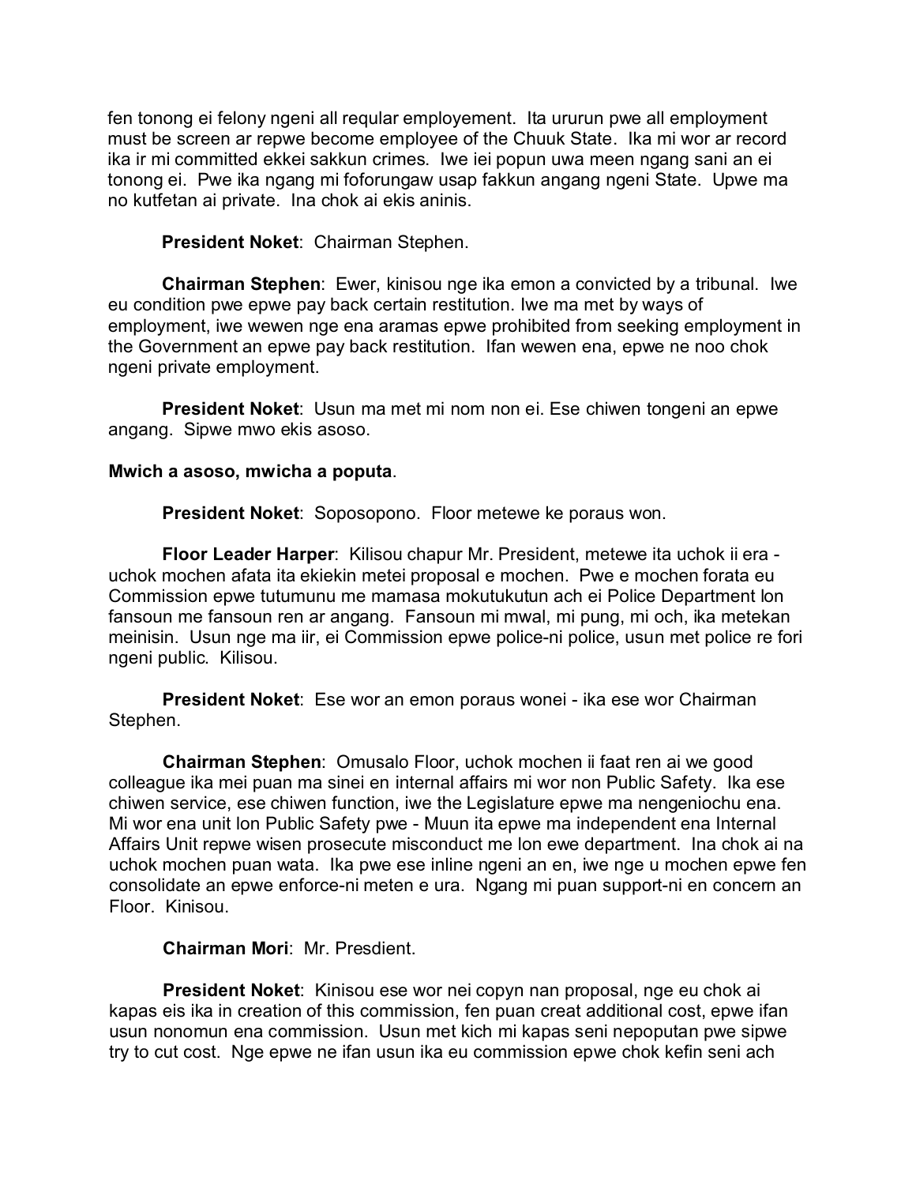fen tonong ei felony ngeni all reqular employement. Ita ururun pwe all employment must be screen ar repwe become employee of the Chuuk State. Ika mi wor ar record ika ir mi committed ekkei sakkun crimes. Iwe iei popun uwa meen ngang sani an ei tonong ei. Pwe ika ngang mi foforungaw usap fakkun angang ngeni State. Upwe ma no kutfetan ai private. Ina chok ai ekis aninis.

**President Noket**: Chairman Stephen.

**Chairman Stephen**: Ewer, kinisou nge ika emon a convicted by a tribunal. Iwe eu condition pwe epwe pay back certain restitution. Iwe ma met by ways of employment, iwe wewen nge ena aramas epwe prohibited from seeking employment in the Government an epwe pay back restitution. Ifan wewen ena, epwe ne noo chok ngeni private employment.

**President Noket**: Usun ma met mi nom non ei. Ese chiwen tongeni an epwe angang. Sipwe mwo ekis asoso.

**Mwich a asoso, mwicha a poputa**.

**President Noket**: Soposopono. Floor metewe ke poraus won.

**Floor Leader Harper**: Kilisou chapur Mr. President, metewe ita uchok ii era - uchok mochen afata ita ekiekin metei proposal e mochen. Pwe e mochen forata eu Commission epwe tutumunu me mamasa mokutukutun ach ei Police Department lon fansoun me fansoun ren ar angang. Fansoun mi mwal, mi pung, mi och, ika metekan meinisin. Usun nge ma iir, ei Commission epwe police-ni police, usun met police re fori ngeni public. Kilisou.

**President Noket**: Ese wor an emon poraus wonei - ika ese wor Chairman Stephen.

**Chairman Stephen**: Omusalo Floor, uchok mochen ii faat ren ai we good colleague ika mei puan ma sinei en internal affairs mi wor non Public Safety. Ika ese chiwen service, ese chiwen function, iwe the Legislature epwe ma nengeniochu ena. Mi wor ena unit lon Public Safety pwe - Muun ita epwe ma independent ena Internal Affairs Unit repwe wisen prosecute misconduct me lon ewe department. Ina chok ai na uchok mochen puan wata. Ika pwe ese inline ngeni an en, iwe nge u mochen epwe fen consolidate an epwe enforce-ni meten e ura. Ngang mi puan support-ni en concern an Floor. Kinisou.

**Chairman Mori**: Mr. Presdient.

**President Noket**: Kinisou ese wor nei copyn nan proposal, nge eu chok ai kapas eis ika in creation of this commission, fen puan creat additional cost, epwe ifan usun nonomun ena commission. Usun met kich mi kapas seni nepoputan pwe sipwe try to cut cost. Nge epwe ne ifan usun ika eu commission epwe chok kefin seni ach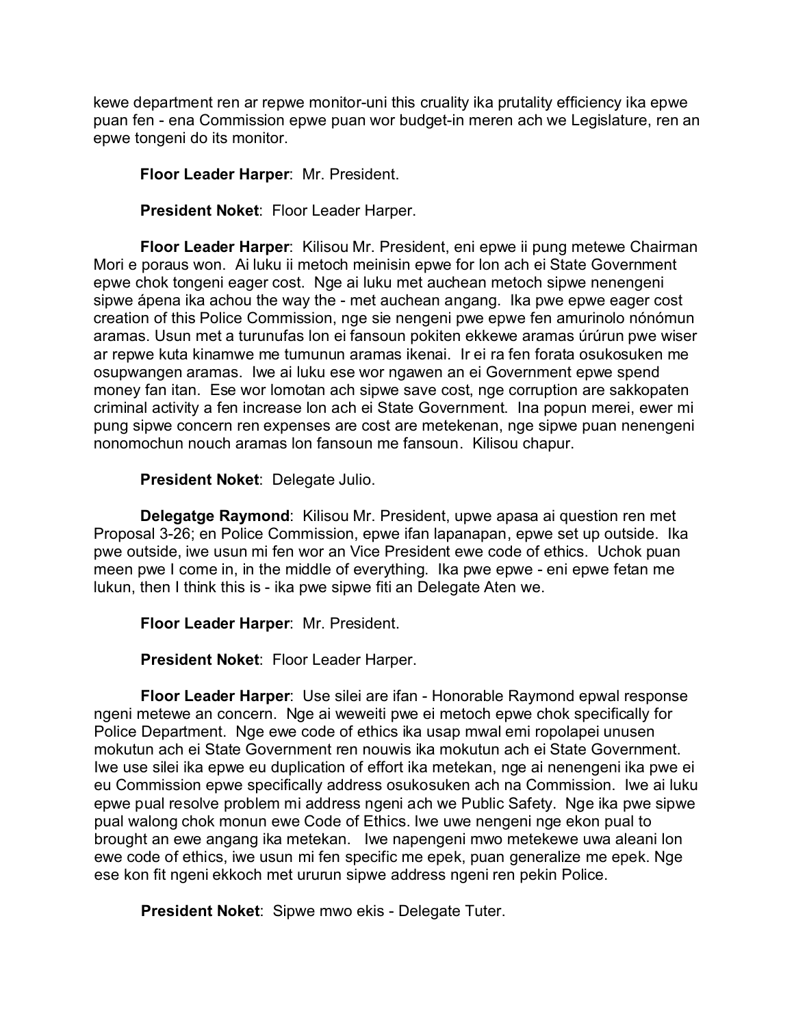kewe department ren ar repwe monitor-uni this cruality ika prutality efficiency ika epwe puan fen - ena Commission epwe puan wor budget-in meren ach we Legislature, ren an epwe tongeni do its monitor.

**Floor Leader Harper**: Mr. President.

**President Noket**: Floor Leader Harper.

**Floor Leader Harper**: Kilisou Mr. President, eni epwe ii pung metewe Chairman Mori e poraus won. Ai luku ii metoch meinisin epwe for lon ach ei State Government epwe chok tongeni eager cost. Nge ai luku met auchean metoch sipwe nenengeni sipwe ápena ika achou the way the - met auchean angang. Ika pwe epwe eager cost creation of this Police Commission, nge sie nengeni pwe epwe fen amurinolo nónómun aramas. Usun met a turunufas lon ei fansoun pokiten ekkewe aramas úrúrun pwe wiser ar repwe kuta kinamwe me tumunun aramas ikenai. Ir ei ra fen forata osukosuken me osupwangen aramas. Iwe ai luku ese wor ngawen an ei Government epwe spend money fan itan. Ese wor lomotan ach sipwe save cost, nge corruption are sakkopaten criminal activity a fen increase lon ach ei State Government. Ina popun merei, ewer mi pung sipwe concern ren expenses are cost are metekenan, nge sipwe puan nenengeni nonomochun nouch aramas lon fansoun me fansoun. Kilisou chapur.

**President Noket**: Delegate Julio.

**Delegatge Raymond**: Kilisou Mr. President, upwe apasa ai question ren met Proposal 3-26; en Police Commission, epwe ifan lapanapan, epwe set up outside. Ika pwe outside, iwe usun mi fen wor an Vice President ewe code of ethics. Uchok puan meen pwe I come in, in the middle of everything. Ika pwe epwe - eni epwe fetan me lukun, then I think this is - ika pwe sipwe fiti an Delegate Aten we.

**Floor Leader Harper**: Mr. President.

**President Noket**: Floor Leader Harper.

**Floor Leader Harper**: Use silei are ifan - Honorable Raymond epwal response ngeni metewe an concern. Nge ai weweiti pwe ei metoch epwe chok specifically for Police Department. Nge ewe code of ethics ika usap mwal emi ropolapei unusen mokutun ach ei State Government ren nouwis ika mokutun ach ei State Government. Iwe use silei ika epwe eu duplication of effort ika metekan, nge ai nenengeni ika pwe ei eu Commission epwe specifically address osukosuken ach na Commission. Iwe ai luku epwe pual resolve problem mi address ngeni ach we Public Safety. Nge ika pwe sipwe pual walong chok monun ewe Code of Ethics. Iwe uwe nengeni nge ekon pual to brought an ewe angang ika metekan. Iwe napengeni mwo metekewe uwa aleani lon ewe code of ethics, iwe usun mi fen specific me epek, puan generalize me epek. Nge ese kon fit ngeni ekkoch met ururun sipwe address ngeni ren pekin Police.

**President Noket**: Sipwe mwo ekis - Delegate Tuter.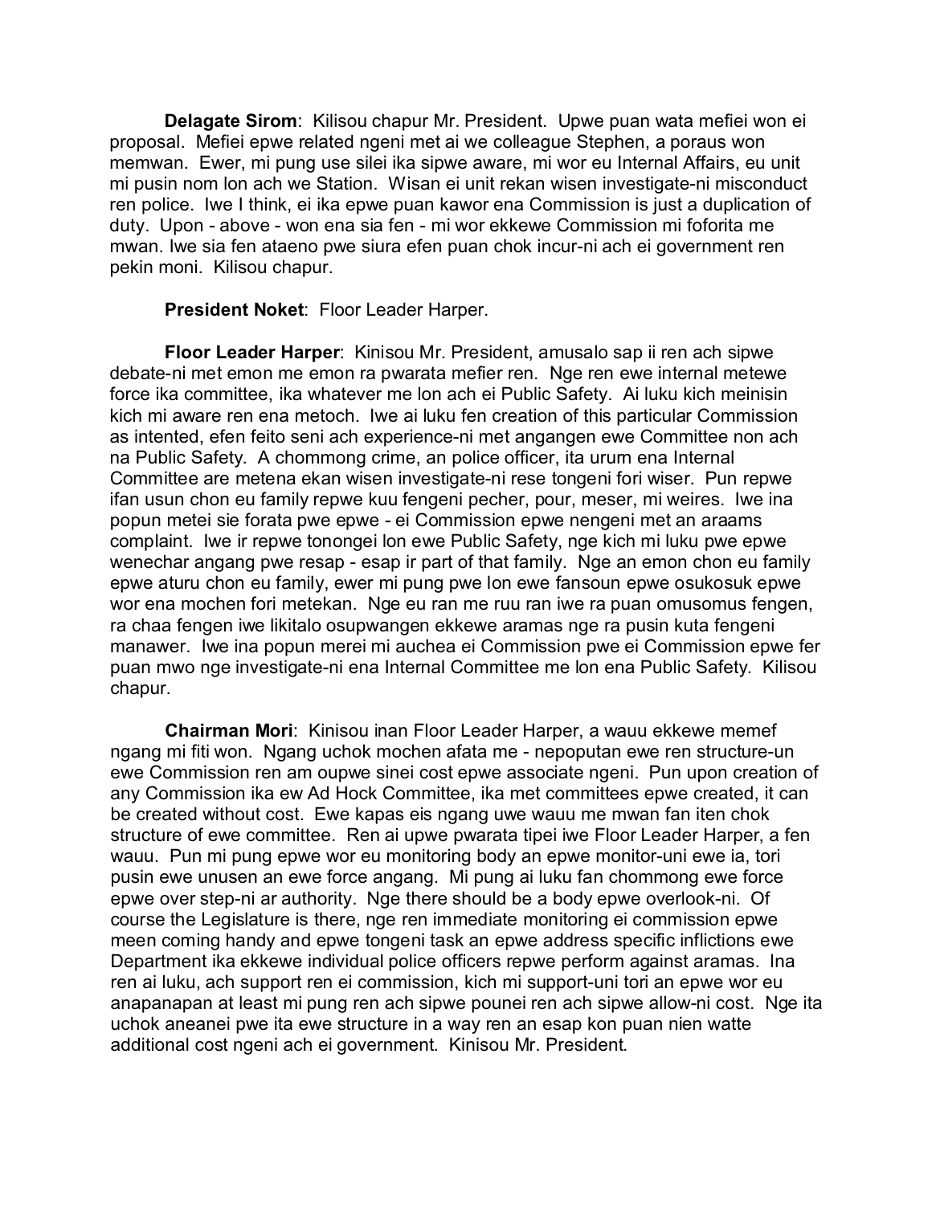**Delagate Sirom**: Kilisou chapur Mr. President. Upwe puan wata mefiei won ei proposal. Mefiei epwe related ngeni met ai we colleague Stephen, a poraus won memwan. Ewer, mi pung use silei ika sipwe aware, mi wor eu Internal Affairs, eu unit mi pusin nom lon ach we Station. Wisan ei unit rekan wisen investigate-ni misconduct ren police. Iwe I think, ei ika epwe puan kawor ena Commission is just a duplication of duty. Upon - above - won ena sia fen - mi wor ekkewe Commission mi foforita me mwan. Iwe sia fen ataeno pwe siura efen puan chok incur-ni ach ei government ren pekin moni. Kilisou chapur.

**President Noket**: Floor Leader Harper.

**Floor Leader Harper**: Kinisou Mr. President, amusalo sap ii ren ach sipwe debate-ni met emon me emon ra pwarata mefier ren. Nge ren ewe internal metewe force ika committee, ika whatever me lon ach ei Public Safety. Ai luku kich meinisin kich mi aware ren ena metoch. Iwe ai luku fen creation of this particular Commission as intented, efen feito seni ach experience-ni met angangen ewe Committee non ach na Public Safety. A chommong crime, an police officer, ita urum ena Internal Committee are metena ekan wisen investigate-ni rese tongeni fori wiser. Pun repwe ifan usun chon eu family repwe kuu fengeni pecher, pour, meser, mi weires. Iwe ina popun metei sie forata pwe epwe - ei Commission epwe nengeni met an araams complaint. Iwe ir repwe tonongei lon ewe Public Safety, nge kich mi luku pwe epwe wenechar angang pwe resap - esap ir part of that family. Nge an emon chon eu family epwe aturu chon eu family, ewer mi pung pwe lon ewe fansoun epwe osukosuk epwe wor ena mochen fori metekan. Nge eu ran me ruu ran iwe ra puan omusomus fengen, ra chaa fengen iwe likitalo osupwangen ekkewe aramas nge ra pusin kuta fengeni manawer. Iwe ina popun merei mi auchea ei Commission pwe ei Commission epwe fer puan mwo nge investigate-ni ena Internal Committee me lon ena Public Safety. Kilisou chapur.

**Chairman Mori**: Kinisou inan Floor Leader Harper, a wauu ekkewe memef ngang mi fiti won. Ngang uchok mochen afata me - nepoputan ewe ren structure-un ewe Commission ren am oupwe sinei cost epwe associate ngeni. Pun upon creation of any Commission ika ew Ad Hock Committee, ika met committees epwe created, it can be created without cost. Ewe kapas eis ngang uwe wauu me mwan fan iten chok structure of ewe committee. Ren ai upwe pwarata tipei iwe Floor Leader Harper, a fen wauu. Pun mi pung epwe wor eu monitoring body an epwe monitor-uni ewe ia, tori pusin ewe unusen an ewe force angang. Mi pung ai luku fan chommong ewe force epwe over step-ni ar authority. Nge there should be a body epwe overlook-ni. Of course the Legislature is there, nge ren immediate monitoring ei commission epwe meen coming handy and epwe tongeni task an epwe address specific inflictions ewe Department ika ekkewe individual police officers repwe perform against aramas. Ina ren ai luku, ach support ren ei commission, kich mi support-uni tori an epwe wor eu anapanapan at least mi pung ren ach sipwe pounei ren ach sipwe allow-ni cost. Nge ita uchok aneanei pwe ita ewe structure in a way ren an esap kon puan nien watte additional cost ngeni ach ei government. Kinisou Mr. President.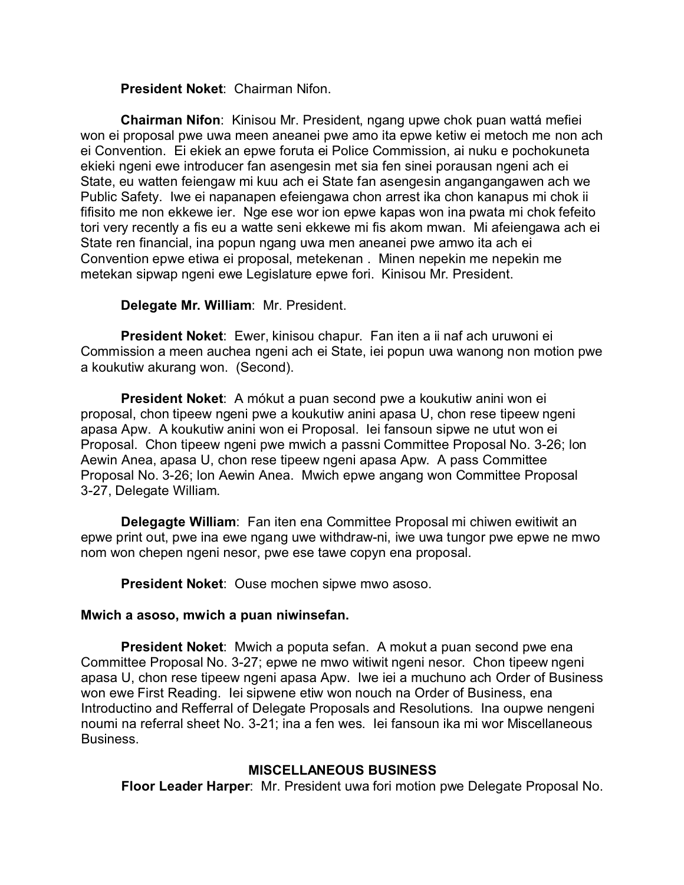**President Noket**: Chairman Nifon.

**Chairman Nifon**: Kinisou Mr. President, ngang upwe chok puan wattá mefiei won ei proposal pwe uwa meen aneanei pwe amo ita epwe ketiw ei metoch me non ach ei Convention. Ei ekiek an epwe foruta ei Police Commission, ai nuku e pochokuneta ekieki ngeni ewe introducer fan asengesin met sia fen sinei porausan ngeni ach ei State, eu watten feiengaw mi kuu ach ei State fan asengesin angangangawen ach we Public Safety. Iwe ei napanapen efeiengawa chon arrest ika chon kanapus mi chok ii fifisito me non ekkewe ier. Nge ese wor ion epwe kapas won ina pwata mi chok fefeito tori very recently a fis eu a watte seni ekkewe mi fis akom mwan. Mi afeiengawa ach ei State ren financial, ina popun ngang uwa men aneanei pwe amwo ita ach ei Convention epwe etiwa ei proposal, metekenan . Minen nepekin me nepekin me metekan sipwap ngeni ewe Legislature epwe fori. Kinisou Mr. President.

**Delegate Mr. William**: Mr. President.

**President Noket**: Ewer, kinisou chapur. Fan iten a ii naf ach uruwoni ei Commission a meen auchea ngeni ach ei State, iei popun uwa wanong non motion pwe a koukutiw akurang won. (Second).

**President Noket**: A mókut a puan second pwe a koukutiw anini won ei proposal, chon tipeew ngeni pwe a koukutiw anini apasa U, chon rese tipeew ngeni apasa Apw. A koukutiw anini won ei Proposal. Iei fansoun sipwe ne utut won ei Proposal. Chon tipeew ngeni pwe mwich a passni Committee Proposal No. 3-26; Ion Aewin Anea, apasa U, chon rese tipeew ngeni apasa Apw. A pass Committee Proposal No. 3-26; Ion Aewin Anea. Mwich epwe angang won Committee Proposal 3-27, Delegate William.

**Delegagte William**: Fan iten ena Committee Proposal mi chiwen ewitiwit an epwe print out, pwe ina ewe ngang uwe withdraw-ni, iwe uwa tungor pwe epwe ne mwo nom won chepen ngeni nesor, pwe ese tawe copyn ena proposal.

**President Noket**: Ouse mochen sipwe mwo asoso.

**Mwich a asoso, mwich a puan niwinsefan.**

**President Noket**: Mwich a poputa sefan. A mokut a puan second pwe ena Committee Proposal No. 3-27; epwe ne mwo witiwit ngeni nesor. Chon tipeew ngeni apasa U, chon rese tipeew ngeni apasa Apw. Iwe iei a muchuno ach Order of Business won ewe First Reading. Iei sipwene etiw won nouch na Order of Business, ena Introductino and Refferral of Delegate Proposals and Resolutions. Ina oupwe nengeni noumi na referral sheet No. 3-21; ina a fen wes. Iei fansoun ika mi wor Miscellaneous Business.

## MISCELLANEOUS BUSINESS

**Floor Leader Harper**: Mr. President uwa fori motion pwe Delegate Proposal No.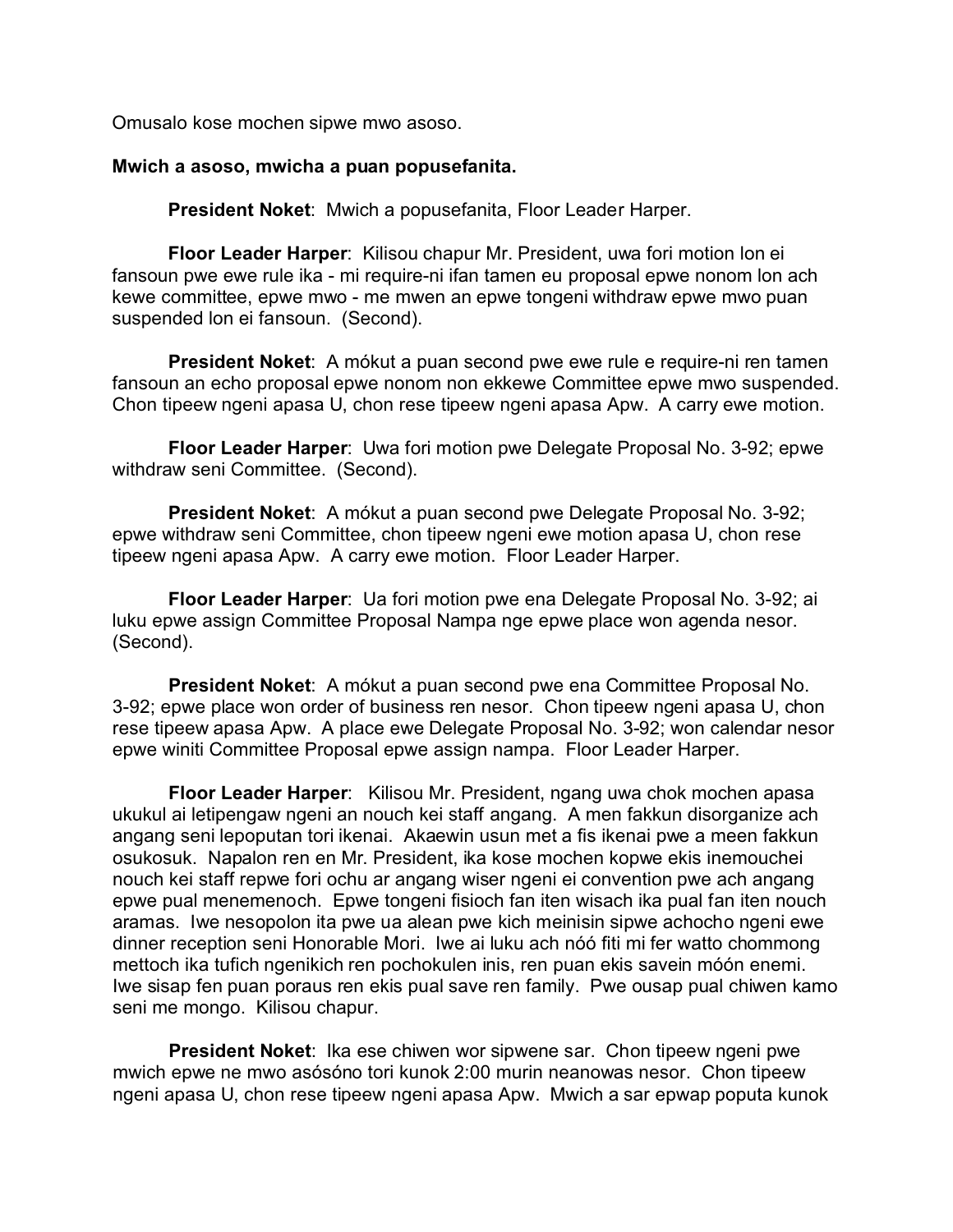Omusalo kose mochen sipwe mwo asoso.

**Mwich a asoso, mwicha a puan popusefanita.**

**President Noket**: Mwich a popusefanita, Floor Leader Harper.

**Floor Leader Harper**: Kilisou chapur Mr. President, uwa fori motion lon ei fansoun pwe ewe rule ika - mi require-ni ifan tamen eu proposal epwe nonom lon ach kewe committee, epwe mwo - me mwen an epwe tongeni withdraw epwe mwo puan suspended lon ei fansoun. (Second).

**President Noket**: A mókut a puan second pwe ewe rule e require-ni ren tamen fansoun an echo proposal epwe nonom non ekkewe Committee epwe mwo suspended. Chon tipeew ngeni apasa U, chon rese tipeew ngeni apasa Apw. A carry ewe motion.

**Floor Leader Harper**: Uwa fori motion pwe Delegate Proposal No. 3-92; epwe withdraw seni Committee. (Second).

**President Noket**: A mókut a puan second pwe Delegate Proposal No. 3-92; epwe withdraw seni Committee, chon tipeew ngeni ewe motion apasa U, chon rese tipeew ngeni apasa Apw. A carry ewe motion. Floor Leader Harper.

**Floor Leader Harper**: Ua fori motion pwe ena Delegate Proposal No. 3-92; ai luku epwe assign Committee Proposal Nampa nge epwe place won agenda nesor. (Second).

**President Noket**: A mókut a puan second pwe ena Committee Proposal No. 3-92; epwe place won order of business ren nesor. Chon tipeew ngeni apasa U, chon rese tipeew apasa Apw. A place ewe Delegate Proposal No. 3-92; won calendar nesor epwe winiti Committee Proposal epwe assign nampa. Floor Leader Harper.

**Floor Leader Harper**: Kilisou Mr. President, ngang uwa chok mochen apasa ukukul ai letipengaw ngeni an nouch kei staff angang. A men fakkun disorganize ach angang seni lepoputan tori ikenai. Akaewin usun met a fis ikenai pwe a meen fakkun osukosuk. Napalon ren en Mr. President, ika kose mochen kopwe ekis inemouchei nouch kei staff repwe fori ochu ar angang wiser ngeni ei convention pwe ach angang epwe pual menemenoch. Epwe tongeni fisioch fan iten wisach ika pual fan iten nouch aramas. Iwe nesopolon ita pwe ua alean pwe kich meinisin sipwe achocho ngeni ewe dinner reception seni Honorable Mori. Iwe ai luku ach nóó fiti mi fer watto chommong mettoch ika tufich ngenikich ren pochokulen inis, ren puan ekis savein móón enemi. Iwe sisap fen puan poraus ren ekis pual save ren family. Pwe ousap pual chiwen kamo seni me mongo. Kilisou chapur.

**President Noket**: Ika ese chiwen wor sipwene sar. Chon tipeew ngeni pwe mwich epwe ne mwo asósóno tori kunok 2:00 murin neanowas nesor. Chon tipeew ngeni apasa U, chon rese tipeew ngeni apasa Apw. Mwich a sar epwap poputa kunok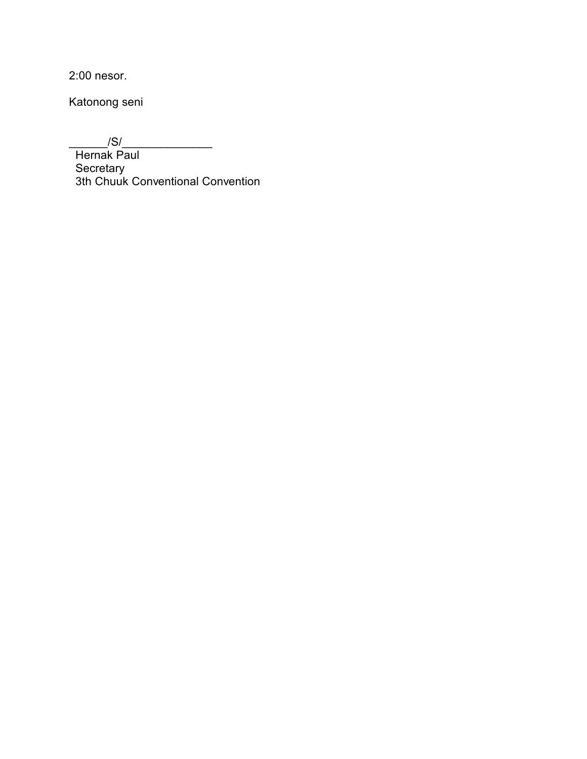2:00 nesor.

Katonong seni

______/S/______________

Hernak Paul
Secretary
3th Chuuk Conventional Convention